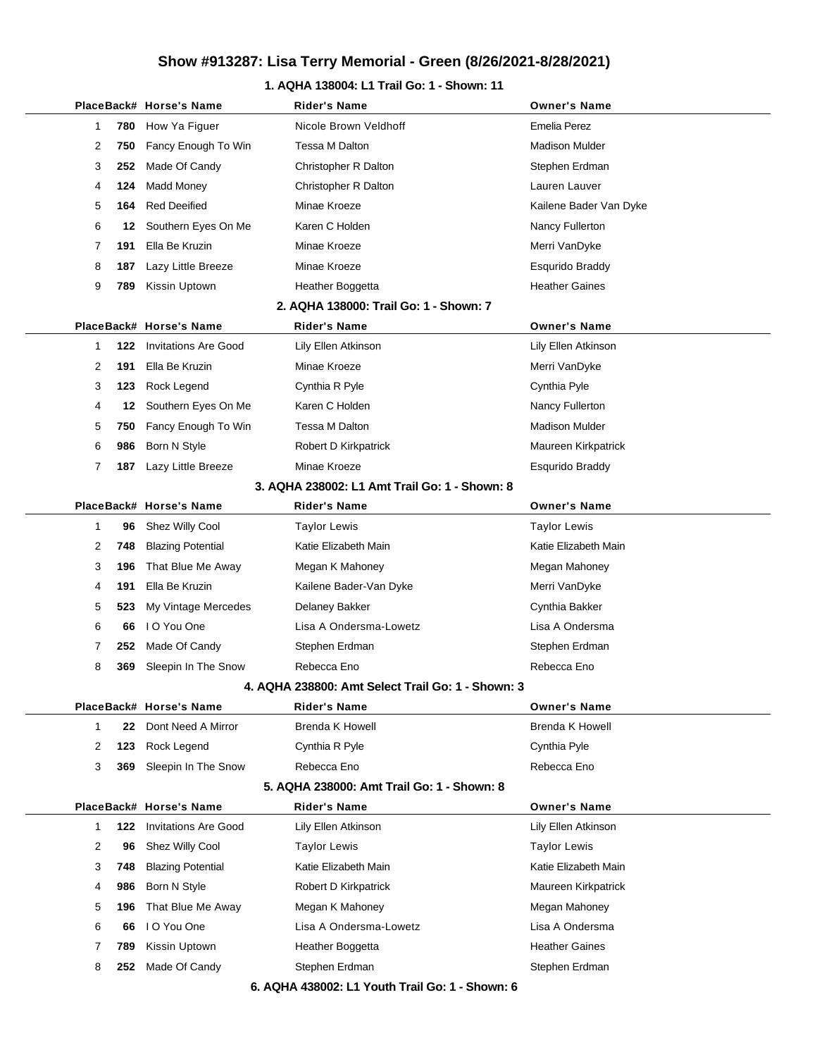# Show #913287: Lisa Terry Memorial - Green (8/26/2021-8/28/2021)

## 1. AQHA 138004: L1 Trail Go: 1 - Shown: 11

| Place | Back# | Horse's Name | Rider's Name | Owner's Name |
|---|---|---|---|---|
| 1 | 780 | How Ya Figuer | Nicole Brown Veldhoff | Emelia Perez |
| 2 | 750 | Fancy Enough To Win | Tessa M Dalton | Madison Mulder |
| 3 | 252 | Made Of Candy | Christopher R Dalton | Stephen Erdman |
| 4 | 124 | Madd Money | Christopher R Dalton | Lauren Lauver |
| 5 | 164 | Red Deeified | Minae Kroeze | Kailene Bader Van Dyke |
| 6 | 12 | Southern Eyes On Me | Karen C Holden | Nancy Fullerton |
| 7 | 191 | Ella Be Kruzin | Minae Kroeze | Merri VanDyke |
| 8 | 187 | Lazy Little Breeze | Minae Kroeze | Esqurido Braddy |
| 9 | 789 | Kissin Uptown | Heather Boggetta | Heather Gaines |

## 2. AQHA 138000: Trail Go: 1 - Shown: 7

| Place | Back# | Horse's Name | Rider's Name | Owner's Name |
|---|---|---|---|---|
| 1 | 122 | Invitations Are Good | Lily Ellen Atkinson | Lily Ellen Atkinson |
| 2 | 191 | Ella Be Kruzin | Minae Kroeze | Merri VanDyke |
| 3 | 123 | Rock Legend | Cynthia R Pyle | Cynthia Pyle |
| 4 | 12 | Southern Eyes On Me | Karen C Holden | Nancy Fullerton |
| 5 | 750 | Fancy Enough To Win | Tessa M Dalton | Madison Mulder |
| 6 | 986 | Born N Style | Robert D Kirkpatrick | Maureen Kirkpatrick |
| 7 | 187 | Lazy Little Breeze | Minae Kroeze | Esqurido Braddy |

## 3. AQHA 238002: L1 Amt Trail Go: 1 - Shown: 8

| Place | Back# | Horse's Name | Rider's Name | Owner's Name |
|---|---|---|---|---|
| 1 | 96 | Shez Willy Cool | Taylor Lewis | Taylor Lewis |
| 2 | 748 | Blazing Potential | Katie Elizabeth Main | Katie Elizabeth Main |
| 3 | 196 | That Blue Me Away | Megan K Mahoney | Megan Mahoney |
| 4 | 191 | Ella Be Kruzin | Kailene Bader-Van Dyke | Merri VanDyke |
| 5 | 523 | My Vintage Mercedes | Delaney Bakker | Cynthia Bakker |
| 6 | 66 | I O You One | Lisa A Ondersma-Lowetz | Lisa A Ondersma |
| 7 | 252 | Made Of Candy | Stephen Erdman | Stephen Erdman |
| 8 | 369 | Sleepin In The Snow | Rebecca Eno | Rebecca Eno |

## 4. AQHA 238800: Amt Select Trail Go: 1 - Shown: 3

| Place | Back# | Horse's Name | Rider's Name | Owner's Name |
|---|---|---|---|---|
| 1 | 22 | Dont Need A Mirror | Brenda K Howell | Brenda K Howell |
| 2 | 123 | Rock Legend | Cynthia R Pyle | Cynthia Pyle |
| 3 | 369 | Sleepin In The Snow | Rebecca Eno | Rebecca Eno |

## 5. AQHA 238000: Amt Trail Go: 1 - Shown: 8

| Place | Back# | Horse's Name | Rider's Name | Owner's Name |
|---|---|---|---|---|
| 1 | 122 | Invitations Are Good | Lily Ellen Atkinson | Lily Ellen Atkinson |
| 2 | 96 | Shez Willy Cool | Taylor Lewis | Taylor Lewis |
| 3 | 748 | Blazing Potential | Katie Elizabeth Main | Katie Elizabeth Main |
| 4 | 986 | Born N Style | Robert D Kirkpatrick | Maureen Kirkpatrick |
| 5 | 196 | That Blue Me Away | Megan K Mahoney | Megan Mahoney |
| 6 | 66 | I O You One | Lisa A Ondersma-Lowetz | Lisa A Ondersma |
| 7 | 789 | Kissin Uptown | Heather Boggetta | Heather Gaines |
| 8 | 252 | Made Of Candy | Stephen Erdman | Stephen Erdman |

## 6. AQHA 438002: L1 Youth Trail Go: 1 - Shown: 6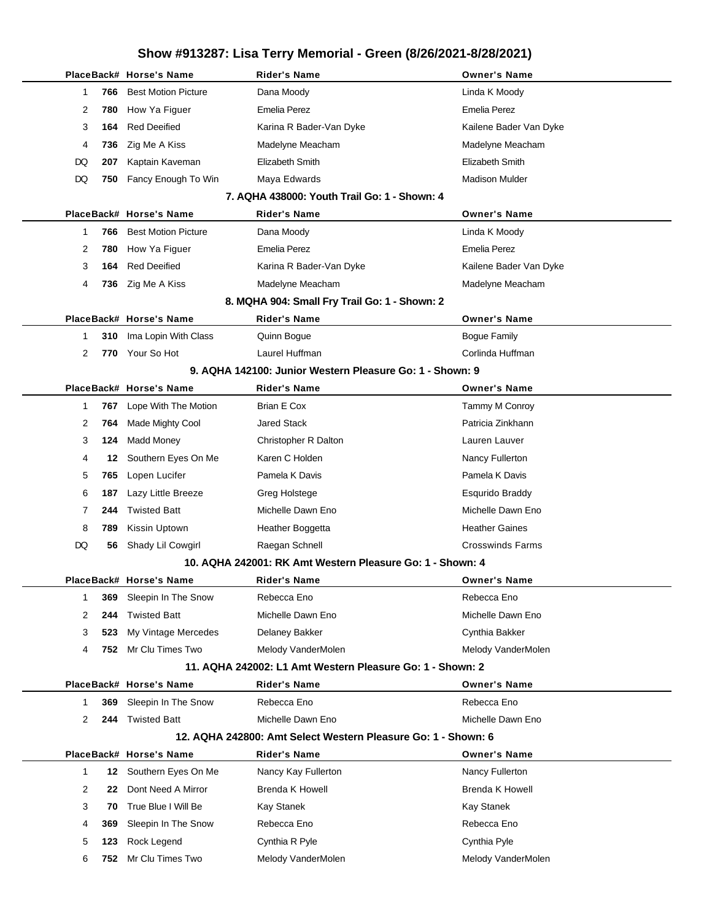# Show #913287: Lisa Terry Memorial - Green (8/26/2021-8/28/2021)

| Place | Back# | Horse's Name | Rider's Name | Owner's Name |
|---|---|---|---|---|
| 1 | **766** | Best Motion Picture | Dana Moody | Linda K Moody |
| 2 | **780** | How Ya Figuer | Emelia Perez | Emelia Perez |
| 3 | **164** | Red Deeified | Karina R Bader-Van Dyke | Kailene Bader Van Dyke |
| 4 | **736** | Zig Me A Kiss | Madelyne Meacham | Madelyne Meacham |
| DQ | **207** | Kaptain Kaveman | Elizabeth Smith | Elizabeth Smith |
| DQ | **750** | Fancy Enough To Win | Maya Edwards | Madison Mulder |

### 7. AQHA 438000: Youth Trail Go: 1 - Shown: 4

| Place | Back# | Horse's Name | Rider's Name | Owner's Name |
|---|---|---|---|---|
| 1 | **766** | Best Motion Picture | Dana Moody | Linda K Moody |
| 2 | **780** | How Ya Figuer | Emelia Perez | Emelia Perez |
| 3 | **164** | Red Deeified | Karina R Bader-Van Dyke | Kailene Bader Van Dyke |
| 4 | **736** | Zig Me A Kiss | Madelyne Meacham | Madelyne Meacham |

### 8. MQHA 904: Small Fry Trail Go: 1 - Shown: 2

| Place | Back# | Horse's Name | Rider's Name | Owner's Name |
|---|---|---|---|---|
| 1 | **310** | Ima Lopin With Class | Quinn Bogue | Bogue Family |
| 2 | **770** | Your So Hot | Laurel Huffman | Corlinda Huffman |

### 9. AQHA 142100: Junior Western Pleasure Go: 1 - Shown: 9

| Place | Back# | Horse's Name | Rider's Name | Owner's Name |
|---|---|---|---|---|
| 1 | **767** | Lope With The Motion | Brian E Cox | Tammy M Conroy |
| 2 | **764** | Made Mighty Cool | Jared Stack | Patricia Zinkhann |
| 3 | **124** | Madd Money | Christopher R Dalton | Lauren Lauver |
| 4 | **12** | Southern Eyes On Me | Karen C Holden | Nancy Fullerton |
| 5 | **765** | Lopen Lucifer | Pamela K Davis | Pamela K Davis |
| 6 | **187** | Lazy Little Breeze | Greg Holstege | Esqurido Braddy |
| 7 | **244** | Twisted Batt | Michelle Dawn Eno | Michelle Dawn Eno |
| 8 | **789** | Kissin Uptown | Heather Boggetta | Heather Gaines |
| DQ | **56** | Shady Lil Cowgirl | Raegan Schnell | Crosswinds Farms |

### 10. AQHA 242001: RK Amt Western Pleasure Go: 1 - Shown: 4

| Place | Back# | Horse's Name | Rider's Name | Owner's Name |
|---|---|---|---|---|
| 1 | **369** | Sleepin In The Snow | Rebecca Eno | Rebecca Eno |
| 2 | **244** | Twisted Batt | Michelle Dawn Eno | Michelle Dawn Eno |
| 3 | **523** | My Vintage Mercedes | Delaney Bakker | Cynthia Bakker |
| 4 | **752** | Mr Clu Times Two | Melody VanderMolen | Melody VanderMolen |

### 11. AQHA 242002: L1 Amt Western Pleasure Go: 1 - Shown: 2

| Place | Back# | Horse's Name | Rider's Name | Owner's Name |
|---|---|---|---|---|
| 1 | **369** | Sleepin In The Snow | Rebecca Eno | Rebecca Eno |
| 2 | **244** | Twisted Batt | Michelle Dawn Eno | Michelle Dawn Eno |

### 12. AQHA 242800: Amt Select Western Pleasure Go: 1 - Shown: 6

| Place | Back# | Horse's Name | Rider's Name | Owner's Name |
|---|---|---|---|---|
| 1 | **12** | Southern Eyes On Me | Nancy Kay Fullerton | Nancy Fullerton |
| 2 | **22** | Dont Need A Mirror | Brenda K Howell | Brenda K Howell |
| 3 | **70** | True Blue I Will Be | Kay Stanek | Kay Stanek |
| 4 | **369** | Sleepin In The Snow | Rebecca Eno | Rebecca Eno |
| 5 | **123** | Rock Legend | Cynthia R Pyle | Cynthia Pyle |
| 6 | **752** | Mr Clu Times Two | Melody VanderMolen | Melody VanderMolen |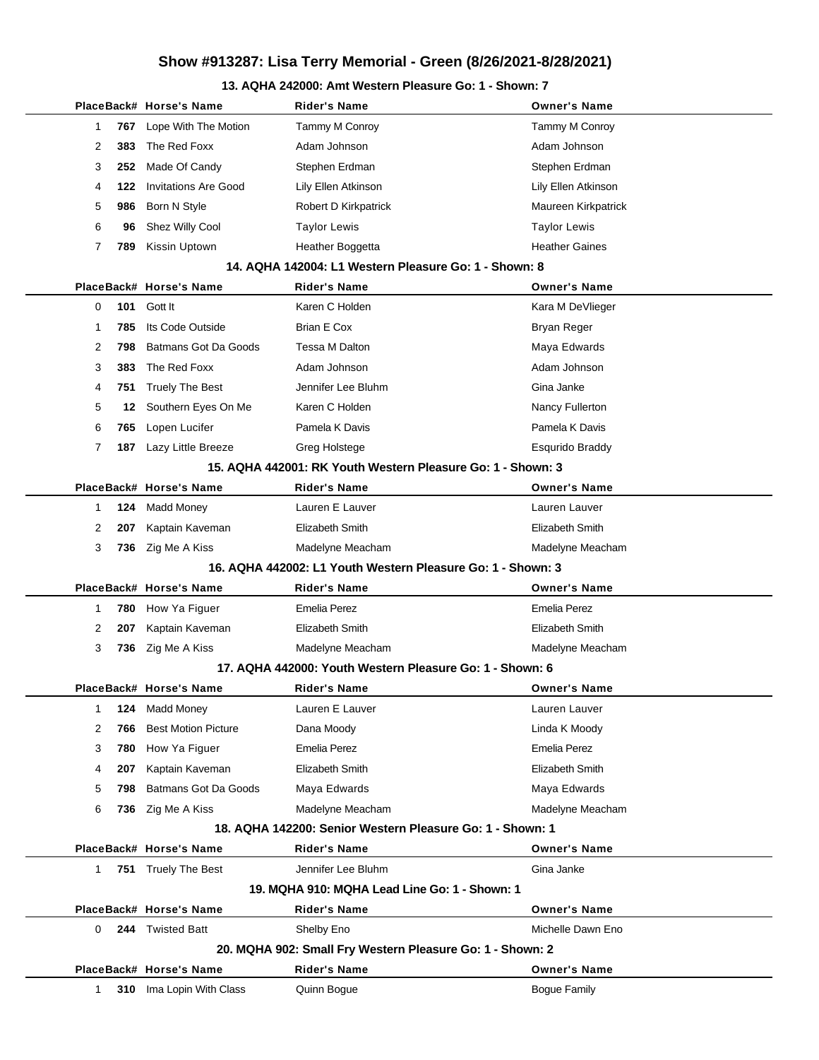# Show #913287: Lisa Terry Memorial - Green (8/26/2021-8/28/2021)

### 13. AQHA 242000: Amt Western Pleasure Go: 1 - Shown: 7

| Place | Back# | Horse's Name | Rider's Name | Owner's Name |
|---|---|---|---|---|
| 1 | 767 | Lope With The Motion | Tammy M Conroy | Tammy M Conroy |
| 2 | 383 | The Red Foxx | Adam Johnson | Adam Johnson |
| 3 | 252 | Made Of Candy | Stephen Erdman | Stephen Erdman |
| 4 | 122 | Invitations Are Good | Lily Ellen Atkinson | Lily Ellen Atkinson |
| 5 | 986 | Born N Style | Robert D Kirkpatrick | Maureen Kirkpatrick |
| 6 | 96 | Shez Willy Cool | Taylor Lewis | Taylor Lewis |
| 7 | 789 | Kissin Uptown | Heather Boggetta | Heather Gaines |

### 14. AQHA 142004: L1 Western Pleasure Go: 1 - Shown: 8

| Place | Back# | Horse's Name | Rider's Name | Owner's Name |
|---|---|---|---|---|
| 0 | 101 | Gott It | Karen C Holden | Kara M DeVlieger |
| 1 | 785 | Its Code Outside | Brian E Cox | Bryan Reger |
| 2 | 798 | Batmans Got Da Goods | Tessa M Dalton | Maya Edwards |
| 3 | 383 | The Red Foxx | Adam Johnson | Adam Johnson |
| 4 | 751 | Truely The Best | Jennifer Lee Bluhm | Gina Janke |
| 5 | 12 | Southern Eyes On Me | Karen C Holden | Nancy Fullerton |
| 6 | 765 | Lopen Lucifer | Pamela K Davis | Pamela K Davis |
| 7 | 187 | Lazy Little Breeze | Greg Holstege | Esqurido Braddy |

### 15. AQHA 442001: RK Youth Western Pleasure Go: 1 - Shown: 3

| Place | Back# | Horse's Name | Rider's Name | Owner's Name |
|---|---|---|---|---|
| 1 | 124 | Madd Money | Lauren E Lauver | Lauren Lauver |
| 2 | 207 | Kaptain Kaveman | Elizabeth Smith | Elizabeth Smith |
| 3 | 736 | Zig Me A Kiss | Madelyne Meacham | Madelyne Meacham |

### 16. AQHA 442002: L1 Youth Western Pleasure Go: 1 - Shown: 3

| Place | Back# | Horse's Name | Rider's Name | Owner's Name |
|---|---|---|---|---|
| 1 | 780 | How Ya Figuer | Emelia Perez | Emelia Perez |
| 2 | 207 | Kaptain Kaveman | Elizabeth Smith | Elizabeth Smith |
| 3 | 736 | Zig Me A Kiss | Madelyne Meacham | Madelyne Meacham |

### 17. AQHA 442000: Youth Western Pleasure Go: 1 - Shown: 6

| Place | Back# | Horse's Name | Rider's Name | Owner's Name |
|---|---|---|---|---|
| 1 | 124 | Madd Money | Lauren E Lauver | Lauren Lauver |
| 2 | 766 | Best Motion Picture | Dana Moody | Linda K Moody |
| 3 | 780 | How Ya Figuer | Emelia Perez | Emelia Perez |
| 4 | 207 | Kaptain Kaveman | Elizabeth Smith | Elizabeth Smith |
| 5 | 798 | Batmans Got Da Goods | Maya Edwards | Maya Edwards |
| 6 | 736 | Zig Me A Kiss | Madelyne Meacham | Madelyne Meacham |

### 18. AQHA 142200: Senior Western Pleasure Go: 1 - Shown: 1

| Place | Back# | Horse's Name | Rider's Name | Owner's Name |
|---|---|---|---|---|
| 1 | 751 | Truely The Best | Jennifer Lee Bluhm | Gina Janke |

### 19. MQHA 910: MQHA Lead Line Go: 1 - Shown: 1

| Place | Back# | Horse's Name | Rider's Name | Owner's Name |
|---|---|---|---|---|
| 0 | 244 | Twisted Batt | Shelby Eno | Michelle Dawn Eno |

### 20. MQHA 902: Small Fry Western Pleasure Go: 1 - Shown: 2

| Place | Back# | Horse's Name | Rider's Name | Owner's Name |
|---|---|---|---|---|
| 1 | 310 | Ima Lopin With Class | Quinn Bogue | Bogue Family |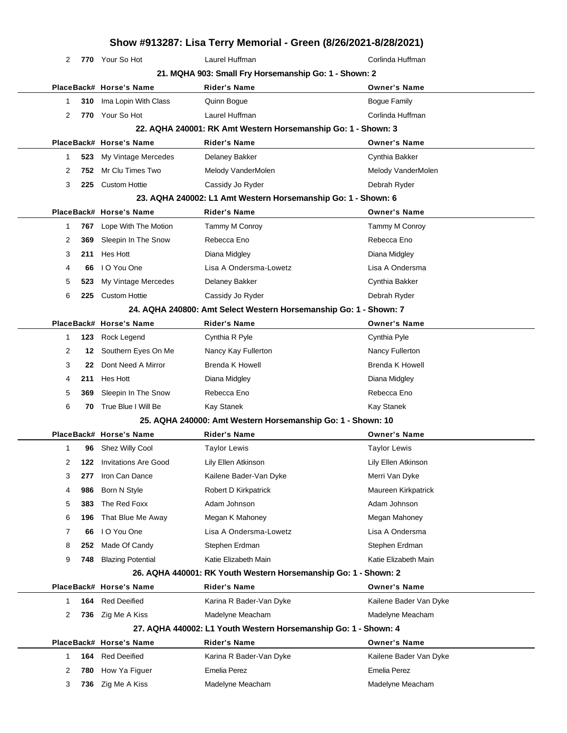# Show #913287: Lisa Terry Memorial - Green (8/26/2021-8/28/2021)

| Place | Back# | Horse's Name | Rider's Name | Owner's Name |
|---|---|---|---|---|
| 2 | 770 | Your So Hot | Laurel Huffman | Corlinda Huffman |

### 21. MQHA 903: Small Fry Horsemanship Go: 1 - Shown: 2

| Place | Back# | Horse's Name | Rider's Name | Owner's Name |
|---|---|---|---|---|
| 1 | 310 | Ima Lopin With Class | Quinn Bogue | Bogue Family |
| 2 | 770 | Your So Hot | Laurel Huffman | Corlinda Huffman |

### 22. AQHA 240001: RK Amt Western Horsemanship Go: 1 - Shown: 3

| Place | Back# | Horse's Name | Rider's Name | Owner's Name |
|---|---|---|---|---|
| 1 | 523 | My Vintage Mercedes | Delaney Bakker | Cynthia Bakker |
| 2 | 752 | Mr Clu Times Two | Melody VanderMolen | Melody VanderMolen |
| 3 | 225 | Custom Hottie | Cassidy Jo Ryder | Debrah Ryder |

### 23. AQHA 240002: L1 Amt Western Horsemanship Go: 1 - Shown: 6

| Place | Back# | Horse's Name | Rider's Name | Owner's Name |
|---|---|---|---|---|
| 1 | 767 | Lope With The Motion | Tammy M Conroy | Tammy M Conroy |
| 2 | 369 | Sleepin In The Snow | Rebecca Eno | Rebecca Eno |
| 3 | 211 | Hes Hott | Diana Midgley | Diana Midgley |
| 4 | 66 | I O You One | Lisa A Ondersma-Lowetz | Lisa A Ondersma |
| 5 | 523 | My Vintage Mercedes | Delaney Bakker | Cynthia Bakker |
| 6 | 225 | Custom Hottie | Cassidy Jo Ryder | Debrah Ryder |

### 24. AQHA 240800: Amt Select Western Horsemanship Go: 1 - Shown: 7

| Place | Back# | Horse's Name | Rider's Name | Owner's Name |
|---|---|---|---|---|
| 1 | 123 | Rock Legend | Cynthia R Pyle | Cynthia Pyle |
| 2 | 12 | Southern Eyes On Me | Nancy Kay Fullerton | Nancy Fullerton |
| 3 | 22 | Dont Need A Mirror | Brenda K Howell | Brenda K Howell |
| 4 | 211 | Hes Hott | Diana Midgley | Diana Midgley |
| 5 | 369 | Sleepin In The Snow | Rebecca Eno | Rebecca Eno |
| 6 | 70 | True Blue I Will Be | Kay Stanek | Kay Stanek |

### 25. AQHA 240000: Amt Western Horsemanship Go: 1 - Shown: 10

| Place | Back# | Horse's Name | Rider's Name | Owner's Name |
|---|---|---|---|---|
| 1 | 96 | Shez Willy Cool | Taylor Lewis | Taylor Lewis |
| 2 | 122 | Invitations Are Good | Lily Ellen Atkinson | Lily Ellen Atkinson |
| 3 | 277 | Iron Can Dance | Kailene Bader-Van Dyke | Merri Van Dyke |
| 4 | 986 | Born N Style | Robert D Kirkpatrick | Maureen Kirkpatrick |
| 5 | 383 | The Red Foxx | Adam Johnson | Adam Johnson |
| 6 | 196 | That Blue Me Away | Megan K Mahoney | Megan Mahoney |
| 7 | 66 | I O You One | Lisa A Ondersma-Lowetz | Lisa A Ondersma |
| 8 | 252 | Made Of Candy | Stephen Erdman | Stephen Erdman |
| 9 | 748 | Blazing Potential | Katie Elizabeth Main | Katie Elizabeth Main |

### 26. AQHA 440001: RK Youth Western Horsemanship Go: 1 - Shown: 2

| Place | Back# | Horse's Name | Rider's Name | Owner's Name |
|---|---|---|---|---|
| 1 | 164 | Red Deeified | Karina R Bader-Van Dyke | Kailene Bader Van Dyke |
| 2 | 736 | Zig Me A Kiss | Madelyne Meacham | Madelyne Meacham |

### 27. AQHA 440002: L1 Youth Western Horsemanship Go: 1 - Shown: 4

| Place | Back# | Horse's Name | Rider's Name | Owner's Name |
|---|---|---|---|---|
| 1 | 164 | Red Deeified | Karina R Bader-Van Dyke | Kailene Bader Van Dyke |
| 2 | 780 | How Ya Figuer | Emelia Perez | Emelia Perez |
| 3 | 736 | Zig Me A Kiss | Madelyne Meacham | Madelyne Meacham |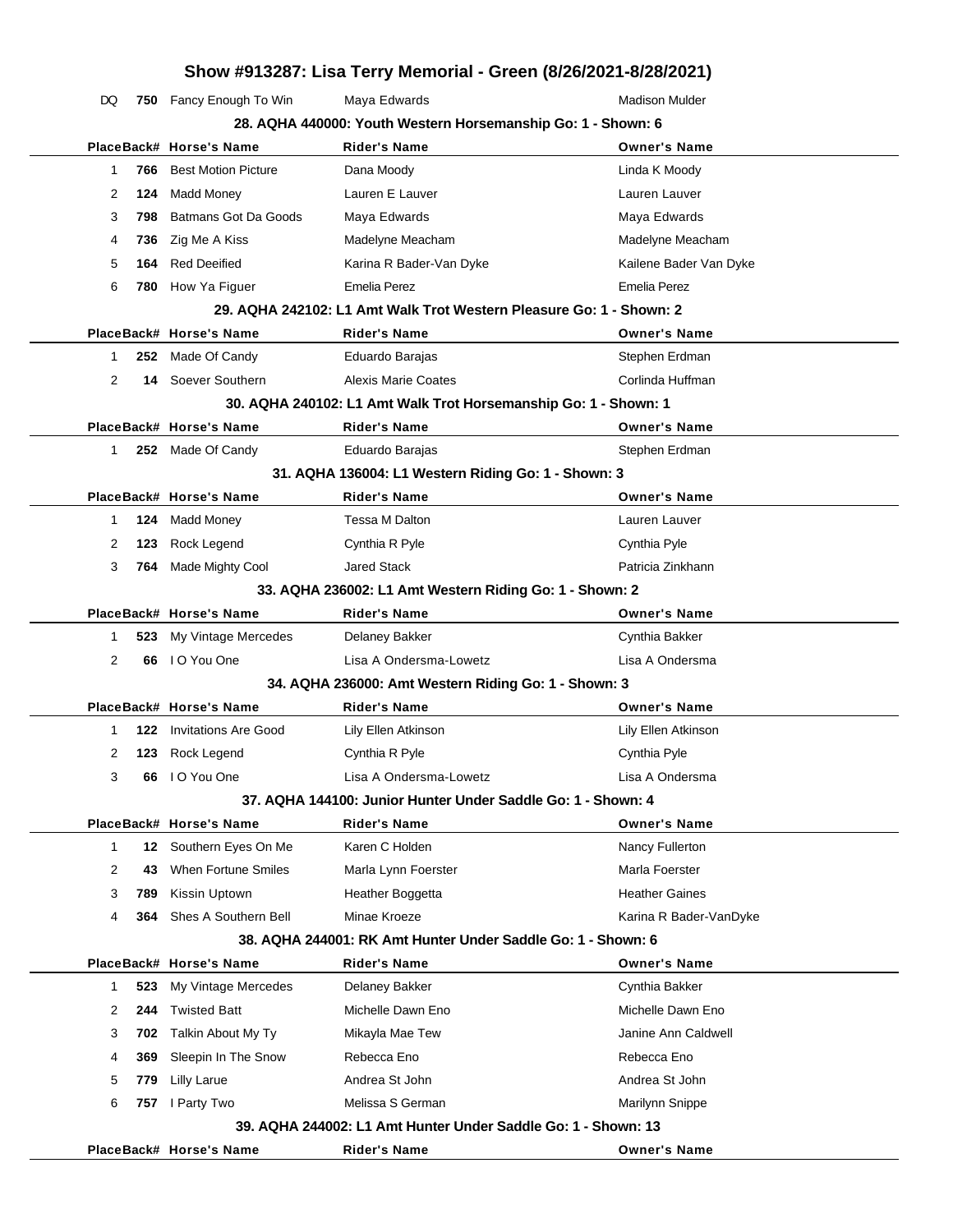# Show #913287: Lisa Terry Memorial - Green (8/26/2021-8/28/2021)

| DQ | 750 | Fancy Enough To Win | Maya Edwards | Madison Mulder |
|---|---|---|---|---|

### 28. AQHA 440000: Youth Western Horsemanship Go: 1 - Shown: 6

| Place | Back# | Horse's Name | Rider's Name | Owner's Name |
|---|---|---|---|---|
| 1 | 766 | Best Motion Picture | Dana Moody | Linda K Moody |
| 2 | 124 | Madd Money | Lauren E Lauver | Lauren Lauver |
| 3 | 798 | Batmans Got Da Goods | Maya Edwards | Maya Edwards |
| 4 | 736 | Zig Me A Kiss | Madelyne Meacham | Madelyne Meacham |
| 5 | 164 | Red Deeified | Karina R Bader-Van Dyke | Kailene Bader Van Dyke |
| 6 | 780 | How Ya Figuer | Emelia Perez | Emelia Perez |

### 29. AQHA 242102: L1 Amt Walk Trot Western Pleasure Go: 1 - Shown: 2

| Place | Back# | Horse's Name | Rider's Name | Owner's Name |
|---|---|---|---|---|
| 1 | 252 | Made Of Candy | Eduardo Barajas | Stephen Erdman |
| 2 | 14 | Soever Southern | Alexis Marie Coates | Corlinda Huffman |

### 30. AQHA 240102: L1 Amt Walk Trot Horsemanship Go: 1 - Shown: 1

| Place | Back# | Horse's Name | Rider's Name | Owner's Name |
|---|---|---|---|---|
| 1 | 252 | Made Of Candy | Eduardo Barajas | Stephen Erdman |

### 31. AQHA 136004: L1 Western Riding Go: 1 - Shown: 3

| Place | Back# | Horse's Name | Rider's Name | Owner's Name |
|---|---|---|---|---|
| 1 | 124 | Madd Money | Tessa M Dalton | Lauren Lauver |
| 2 | 123 | Rock Legend | Cynthia R Pyle | Cynthia Pyle |
| 3 | 764 | Made Mighty Cool | Jared Stack | Patricia Zinkhann |

### 33. AQHA 236002: L1 Amt Western Riding Go: 1 - Shown: 2

| Place | Back# | Horse's Name | Rider's Name | Owner's Name |
|---|---|---|---|---|
| 1 | 523 | My Vintage Mercedes | Delaney Bakker | Cynthia Bakker |
| 2 | 66 | I O You One | Lisa A Ondersma-Lowetz | Lisa A Ondersma |

### 34. AQHA 236000: Amt Western Riding Go: 1 - Shown: 3

| Place | Back# | Horse's Name | Rider's Name | Owner's Name |
|---|---|---|---|---|
| 1 | 122 | Invitations Are Good | Lily Ellen Atkinson | Lily Ellen Atkinson |
| 2 | 123 | Rock Legend | Cynthia R Pyle | Cynthia Pyle |
| 3 | 66 | I O You One | Lisa A Ondersma-Lowetz | Lisa A Ondersma |

### 37. AQHA 144100: Junior Hunter Under Saddle Go: 1 - Shown: 4

| Place | Back# | Horse's Name | Rider's Name | Owner's Name |
|---|---|---|---|---|
| 1 | 12 | Southern Eyes On Me | Karen C Holden | Nancy Fullerton |
| 2 | 43 | When Fortune Smiles | Marla Lynn Foerster | Marla Foerster |
| 3 | 789 | Kissin Uptown | Heather Boggetta | Heather Gaines |
| 4 | 364 | Shes A Southern Bell | Minae Kroeze | Karina R Bader-VanDyke |

### 38. AQHA 244001: RK Amt Hunter Under Saddle Go: 1 - Shown: 6

| Place | Back# | Horse's Name | Rider's Name | Owner's Name |
|---|---|---|---|---|
| 1 | 523 | My Vintage Mercedes | Delaney Bakker | Cynthia Bakker |
| 2 | 244 | Twisted Batt | Michelle Dawn Eno | Michelle Dawn Eno |
| 3 | 702 | Talkin About My Ty | Mikayla Mae Tew | Janine Ann Caldwell |
| 4 | 369 | Sleepin In The Snow | Rebecca Eno | Rebecca Eno |
| 5 | 779 | Lilly Larue | Andrea St John | Andrea St John |
| 6 | 757 | I Party Two | Melissa S German | Marilynn Snippe |

### 39. AQHA 244002: L1 Amt Hunter Under Saddle Go: 1 - Shown: 13

| Place | Back# | Horse's Name | Rider's Name | Owner's Name |
|---|---|---|---|---|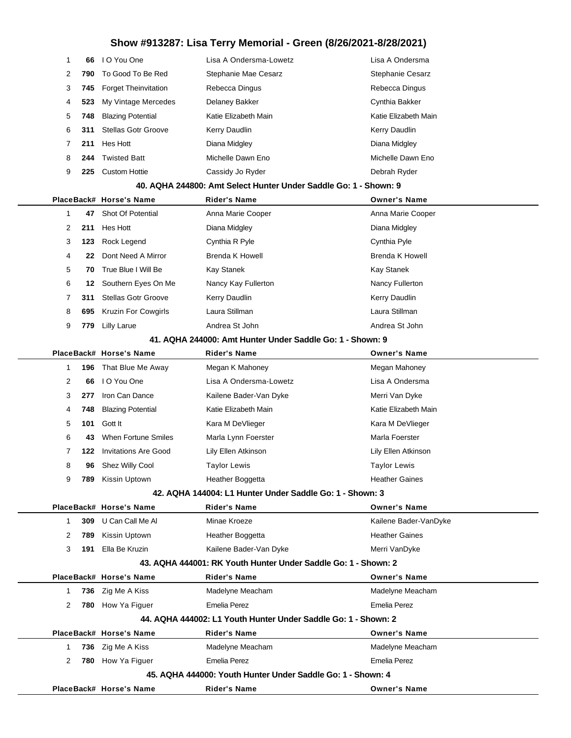# Show #913287: Lisa Terry Memorial - Green (8/26/2021-8/28/2021)

| Place | Back# | Horse's Name | Rider's Name | Owner's Name |
|---|---|---|---|---|
| 1 | 66 | I O You One | Lisa A Ondersma-Lowetz | Lisa A Ondersma |
| 2 | 790 | To Good To Be Red | Stephanie Mae Cesarz | Stephanie Cesarz |
| 3 | 745 | Forget Theinvitation | Rebecca Dingus | Rebecca Dingus |
| 4 | 523 | My Vintage Mercedes | Delaney Bakker | Cynthia Bakker |
| 5 | 748 | Blazing Potential | Katie Elizabeth Main | Katie Elizabeth Main |
| 6 | 311 | Stellas Gotr Groove | Kerry Daudlin | Kerry Daudlin |
| 7 | 211 | Hes Hott | Diana Midgley | Diana Midgley |
| 8 | 244 | Twisted Batt | Michelle Dawn Eno | Michelle Dawn Eno |
| 9 | 225 | Custom Hottie | Cassidy Jo Ryder | Debrah Ryder |

### 40. AQHA 244800: Amt Select Hunter Under Saddle Go: 1 - Shown: 9

| Place | Back# | Horse's Name | Rider's Name | Owner's Name |
|---|---|---|---|---|
| 1 | 47 | Shot Of Potential | Anna Marie Cooper | Anna Marie Cooper |
| 2 | 211 | Hes Hott | Diana Midgley | Diana Midgley |
| 3 | 123 | Rock Legend | Cynthia R Pyle | Cynthia Pyle |
| 4 | 22 | Dont Need A Mirror | Brenda K Howell | Brenda K Howell |
| 5 | 70 | True Blue I Will Be | Kay Stanek | Kay Stanek |
| 6 | 12 | Southern Eyes On Me | Nancy Kay Fullerton | Nancy Fullerton |
| 7 | 311 | Stellas Gotr Groove | Kerry Daudlin | Kerry Daudlin |
| 8 | 695 | Kruzin For Cowgirls | Laura Stillman | Laura Stillman |
| 9 | 779 | Lilly Larue | Andrea St John | Andrea St John |

### 41. AQHA 244000: Amt Hunter Under Saddle Go: 1 - Shown: 9

| Place | Back# | Horse's Name | Rider's Name | Owner's Name |
|---|---|---|---|---|
| 1 | 196 | That Blue Me Away | Megan K Mahoney | Megan Mahoney |
| 2 | 66 | I O You One | Lisa A Ondersma-Lowetz | Lisa A Ondersma |
| 3 | 277 | Iron Can Dance | Kailene Bader-Van Dyke | Merri Van Dyke |
| 4 | 748 | Blazing Potential | Katie Elizabeth Main | Katie Elizabeth Main |
| 5 | 101 | Gott It | Kara M DeVlieger | Kara M DeVlieger |
| 6 | 43 | When Fortune Smiles | Marla Lynn Foerster | Marla Foerster |
| 7 | 122 | Invitations Are Good | Lily Ellen Atkinson | Lily Ellen Atkinson |
| 8 | 96 | Shez Willy Cool | Taylor Lewis | Taylor Lewis |
| 9 | 789 | Kissin Uptown | Heather Boggetta | Heather Gaines |

### 42. AQHA 144004: L1 Hunter Under Saddle Go: 1 - Shown: 3

| Place | Back# | Horse's Name | Rider's Name | Owner's Name |
|---|---|---|---|---|
| 1 | 309 | U Can Call Me Al | Minae Kroeze | Kailene Bader-VanDyke |
| 2 | 789 | Kissin Uptown | Heather Boggetta | Heather Gaines |
| 3 | 191 | Ella Be Kruzin | Kailene Bader-Van Dyke | Merri VanDyke |

### 43. AQHA 444001: RK Youth Hunter Under Saddle Go: 1 - Shown: 2

| Place | Back# | Horse's Name | Rider's Name | Owner's Name |
|---|---|---|---|---|
| 1 | 736 | Zig Me A Kiss | Madelyne Meacham | Madelyne Meacham |
| 2 | 780 | How Ya Figuer | Emelia Perez | Emelia Perez |

### 44. AQHA 444002: L1 Youth Hunter Under Saddle Go: 1 - Shown: 2

| Place | Back# | Horse's Name | Rider's Name | Owner's Name |
|---|---|---|---|---|
| 1 | 736 | Zig Me A Kiss | Madelyne Meacham | Madelyne Meacham |
| 2 | 780 | How Ya Figuer | Emelia Perez | Emelia Perez |

### 45. AQHA 444000: Youth Hunter Under Saddle Go: 1 - Shown: 4

| Place | Back# | Horse's Name | Rider's Name | Owner's Name |
|---|---|---|---|---|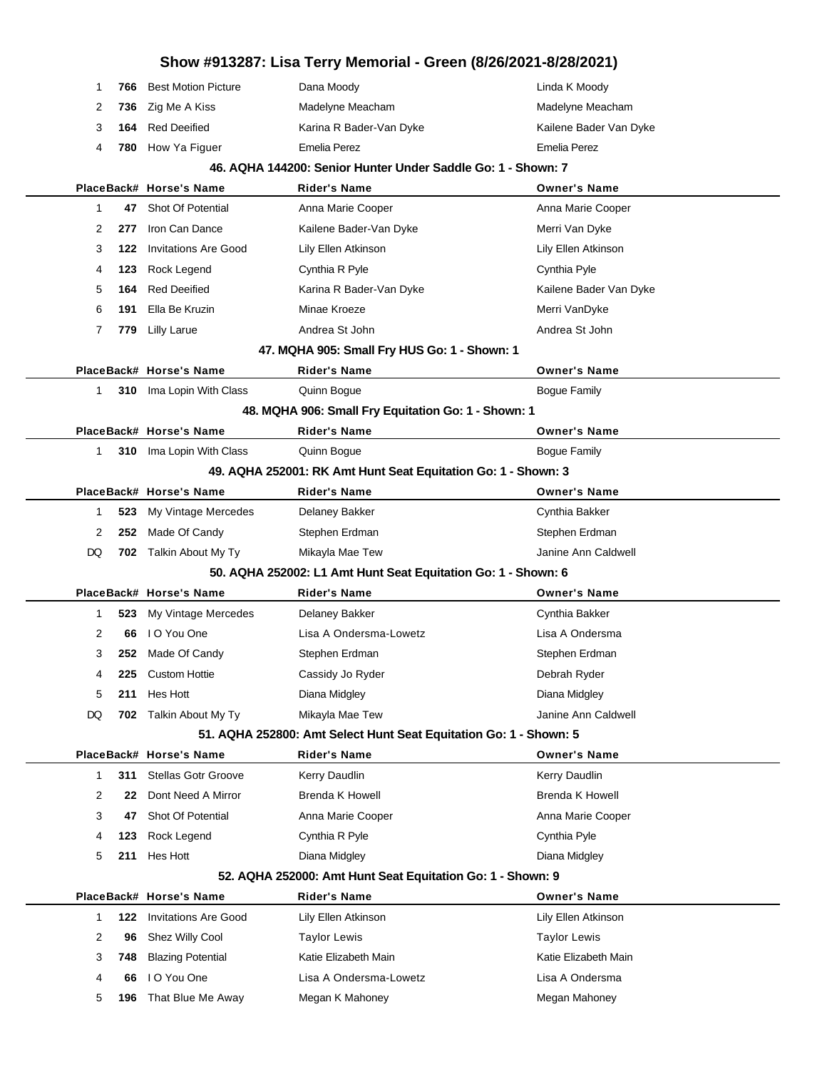# Show #913287: Lisa Terry Memorial - Green (8/26/2021-8/28/2021)

| Place | Back# | Horse's Name | Rider's Name | Owner's Name |
|---|---|---|---|---|
| 1 | **766** | Best Motion Picture | Dana Moody | Linda K Moody |
| 2 | **736** | Zig Me A Kiss | Madelyne Meacham | Madelyne Meacham |
| 3 | **164** | Red Deeified | Karina R Bader-Van Dyke | Kailene Bader Van Dyke |
| 4 | **780** | How Ya Figuer | Emelia Perez | Emelia Perez |

### 46. AQHA 144200: Senior Hunter Under Saddle Go: 1 - Shown: 7

| Place | Back# | Horse's Name | Rider's Name | Owner's Name |
|---|---|---|---|---|
| 1 | **47** | Shot Of Potential | Anna Marie Cooper | Anna Marie Cooper |
| 2 | **277** | Iron Can Dance | Kailene Bader-Van Dyke | Merri Van Dyke |
| 3 | **122** | Invitations Are Good | Lily Ellen Atkinson | Lily Ellen Atkinson |
| 4 | **123** | Rock Legend | Cynthia R Pyle | Cynthia Pyle |
| 5 | **164** | Red Deeified | Karina R Bader-Van Dyke | Kailene Bader Van Dyke |
| 6 | **191** | Ella Be Kruzin | Minae Kroeze | Merri VanDyke |
| 7 | **779** | Lilly Larue | Andrea St John | Andrea St John |

### 47. MQHA 905: Small Fry HUS Go: 1 - Shown: 1

| Place | Back# | Horse's Name | Rider's Name | Owner's Name |
|---|---|---|---|---|
| 1 | **310** | Ima Lopin With Class | Quinn Bogue | Bogue Family |

### 48. MQHA 906: Small Fry Equitation Go: 1 - Shown: 1

| Place | Back# | Horse's Name | Rider's Name | Owner's Name |
|---|---|---|---|---|
| 1 | **310** | Ima Lopin With Class | Quinn Bogue | Bogue Family |

### 49. AQHA 252001: RK Amt Hunt Seat Equitation Go: 1 - Shown: 3

| Place | Back# | Horse's Name | Rider's Name | Owner's Name |
|---|---|---|---|---|
| 1 | **523** | My Vintage Mercedes | Delaney Bakker | Cynthia Bakker |
| 2 | **252** | Made Of Candy | Stephen Erdman | Stephen Erdman |
| DQ | **702** | Talkin About My Ty | Mikayla Mae Tew | Janine Ann Caldwell |

### 50. AQHA 252002: L1 Amt Hunt Seat Equitation Go: 1 - Shown: 6

| Place | Back# | Horse's Name | Rider's Name | Owner's Name |
|---|---|---|---|---|
| 1 | **523** | My Vintage Mercedes | Delaney Bakker | Cynthia Bakker |
| 2 | **66** | I O You One | Lisa A Ondersma-Lowetz | Lisa A Ondersma |
| 3 | **252** | Made Of Candy | Stephen Erdman | Stephen Erdman |
| 4 | **225** | Custom Hottie | Cassidy Jo Ryder | Debrah Ryder |
| 5 | **211** | Hes Hott | Diana Midgley | Diana Midgley |
| DQ | **702** | Talkin About My Ty | Mikayla Mae Tew | Janine Ann Caldwell |

### 51. AQHA 252800: Amt Select Hunt Seat Equitation Go: 1 - Shown: 5

| Place | Back# | Horse's Name | Rider's Name | Owner's Name |
|---|---|---|---|---|
| 1 | **311** | Stellas Gotr Groove | Kerry Daudlin | Kerry Daudlin |
| 2 | **22** | Dont Need A Mirror | Brenda K Howell | Brenda K Howell |
| 3 | **47** | Shot Of Potential | Anna Marie Cooper | Anna Marie Cooper |
| 4 | **123** | Rock Legend | Cynthia R Pyle | Cynthia Pyle |
| 5 | **211** | Hes Hott | Diana Midgley | Diana Midgley |

### 52. AQHA 252000: Amt Hunt Seat Equitation Go: 1 - Shown: 9

| Place | Back# | Horse's Name | Rider's Name | Owner's Name |
|---|---|---|---|---|
| 1 | **122** | Invitations Are Good | Lily Ellen Atkinson | Lily Ellen Atkinson |
| 2 | **96** | Shez Willy Cool | Taylor Lewis | Taylor Lewis |
| 3 | **748** | Blazing Potential | Katie Elizabeth Main | Katie Elizabeth Main |
| 4 | **66** | I O You One | Lisa A Ondersma-Lowetz | Lisa A Ondersma |
| 5 | **196** | That Blue Me Away | Megan K Mahoney | Megan Mahoney |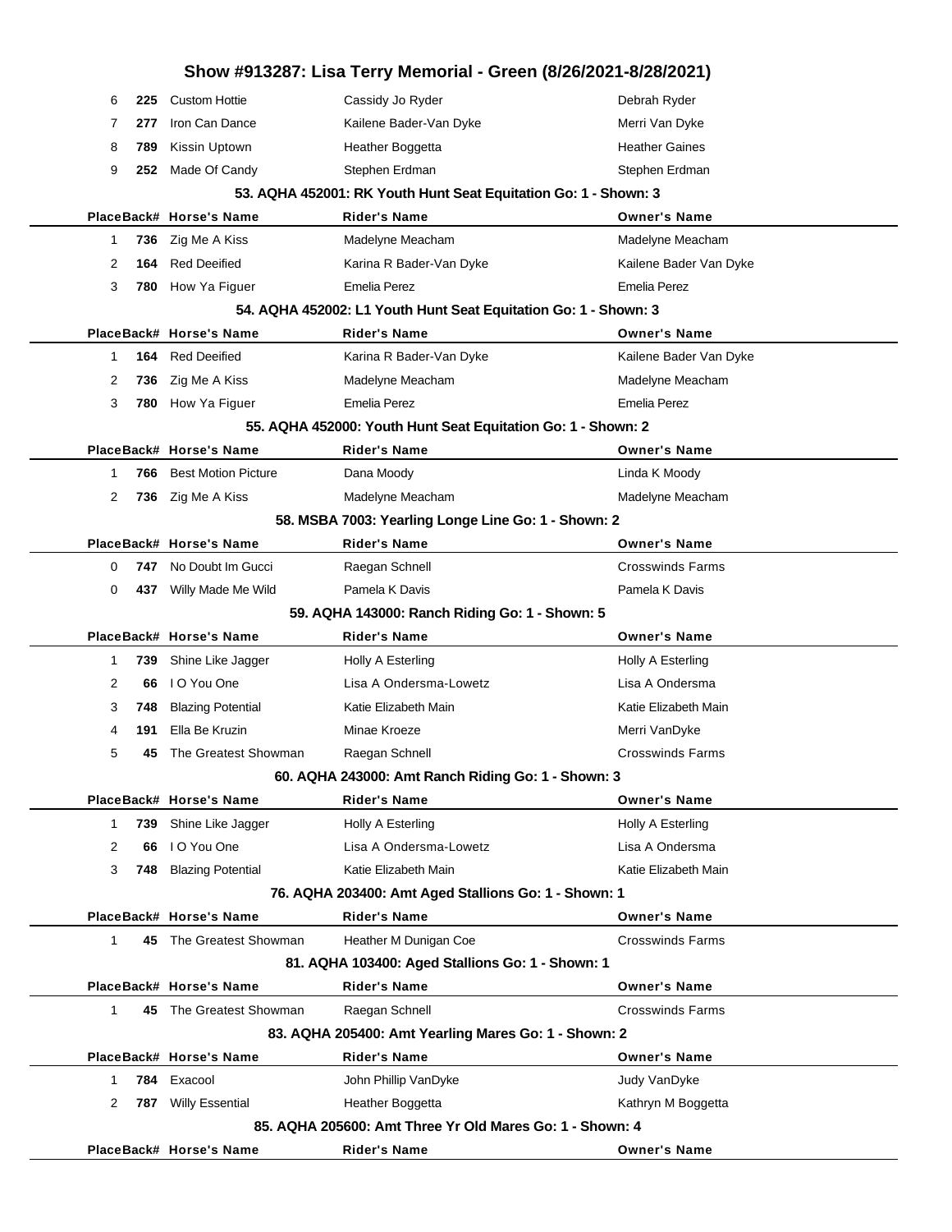# Show #913287: Lisa Terry Memorial - Green (8/26/2021-8/28/2021)

| Place | Back# | Horse's Name | Rider's Name | Owner's Name |
|---|---|---|---|---|
| 6 | 225 | Custom Hottie | Cassidy Jo Ryder | Debrah Ryder |
| 7 | 277 | Iron Can Dance | Kailene Bader-Van Dyke | Merri Van Dyke |
| 8 | 789 | Kissin Uptown | Heather Boggetta | Heather Gaines |
| 9 | 252 | Made Of Candy | Stephen Erdman | Stephen Erdman |

### 53. AQHA 452001: RK Youth Hunt Seat Equitation Go: 1 - Shown: 3

| Place | Back# | Horse's Name | Rider's Name | Owner's Name |
|---|---|---|---|---|
| 1 | 736 | Zig Me A Kiss | Madelyne Meacham | Madelyne Meacham |
| 2 | 164 | Red Deeified | Karina R Bader-Van Dyke | Kailene Bader Van Dyke |
| 3 | 780 | How Ya Figuer | Emelia Perez | Emelia Perez |

### 54. AQHA 452002: L1 Youth Hunt Seat Equitation Go: 1 - Shown: 3

| Place | Back# | Horse's Name | Rider's Name | Owner's Name |
|---|---|---|---|---|
| 1 | 164 | Red Deeified | Karina R Bader-Van Dyke | Kailene Bader Van Dyke |
| 2 | 736 | Zig Me A Kiss | Madelyne Meacham | Madelyne Meacham |
| 3 | 780 | How Ya Figuer | Emelia Perez | Emelia Perez |

### 55. AQHA 452000: Youth Hunt Seat Equitation Go: 1 - Shown: 2

| Place | Back# | Horse's Name | Rider's Name | Owner's Name |
|---|---|---|---|---|
| 1 | 766 | Best Motion Picture | Dana Moody | Linda K Moody |
| 2 | 736 | Zig Me A Kiss | Madelyne Meacham | Madelyne Meacham |

### 58. MSBA 7003: Yearling Longe Line Go: 1 - Shown: 2

| Place | Back# | Horse's Name | Rider's Name | Owner's Name |
|---|---|---|---|---|
| 0 | 747 | No Doubt Im Gucci | Raegan Schnell | Crosswinds Farms |
| 0 | 437 | Willy Made Me Wild | Pamela K Davis | Pamela K Davis |

### 59. AQHA 143000: Ranch Riding Go: 1 - Shown: 5

| Place | Back# | Horse's Name | Rider's Name | Owner's Name |
|---|---|---|---|---|
| 1 | 739 | Shine Like Jagger | Holly A Esterling | Holly A Esterling |
| 2 | 66 | I O You One | Lisa A Ondersma-Lowetz | Lisa A Ondersma |
| 3 | 748 | Blazing Potential | Katie Elizabeth Main | Katie Elizabeth Main |
| 4 | 191 | Ella Be Kruzin | Minae Kroeze | Merri VanDyke |
| 5 | 45 | The Greatest Showman | Raegan Schnell | Crosswinds Farms |

### 60. AQHA 243000: Amt Ranch Riding Go: 1 - Shown: 3

| Place | Back# | Horse's Name | Rider's Name | Owner's Name |
|---|---|---|---|---|
| 1 | 739 | Shine Like Jagger | Holly A Esterling | Holly A Esterling |
| 2 | 66 | I O You One | Lisa A Ondersma-Lowetz | Lisa A Ondersma |
| 3 | 748 | Blazing Potential | Katie Elizabeth Main | Katie Elizabeth Main |

### 76. AQHA 203400: Amt Aged Stallions Go: 1 - Shown: 1

| Place | Back# | Horse's Name | Rider's Name | Owner's Name |
|---|---|---|---|---|
| 1 | 45 | The Greatest Showman | Heather M Dunigan Coe | Crosswinds Farms |

### 81. AQHA 103400: Aged Stallions Go: 1 - Shown: 1

| Place | Back# | Horse's Name | Rider's Name | Owner's Name |
|---|---|---|---|---|
| 1 | 45 | The Greatest Showman | Raegan Schnell | Crosswinds Farms |

### 83. AQHA 205400: Amt Yearling Mares Go: 1 - Shown: 2

| Place | Back# | Horse's Name | Rider's Name | Owner's Name |
|---|---|---|---|---|
| 1 | 784 | Exacool | John Phillip VanDyke | Judy VanDyke |
| 2 | 787 | Willy Essential | Heather Boggetta | Kathryn M Boggetta |

### 85. AQHA 205600: Amt Three Yr Old Mares Go: 1 - Shown: 4

| Place | Back# | Horse's Name | Rider's Name | Owner's Name |
|---|---|---|---|---|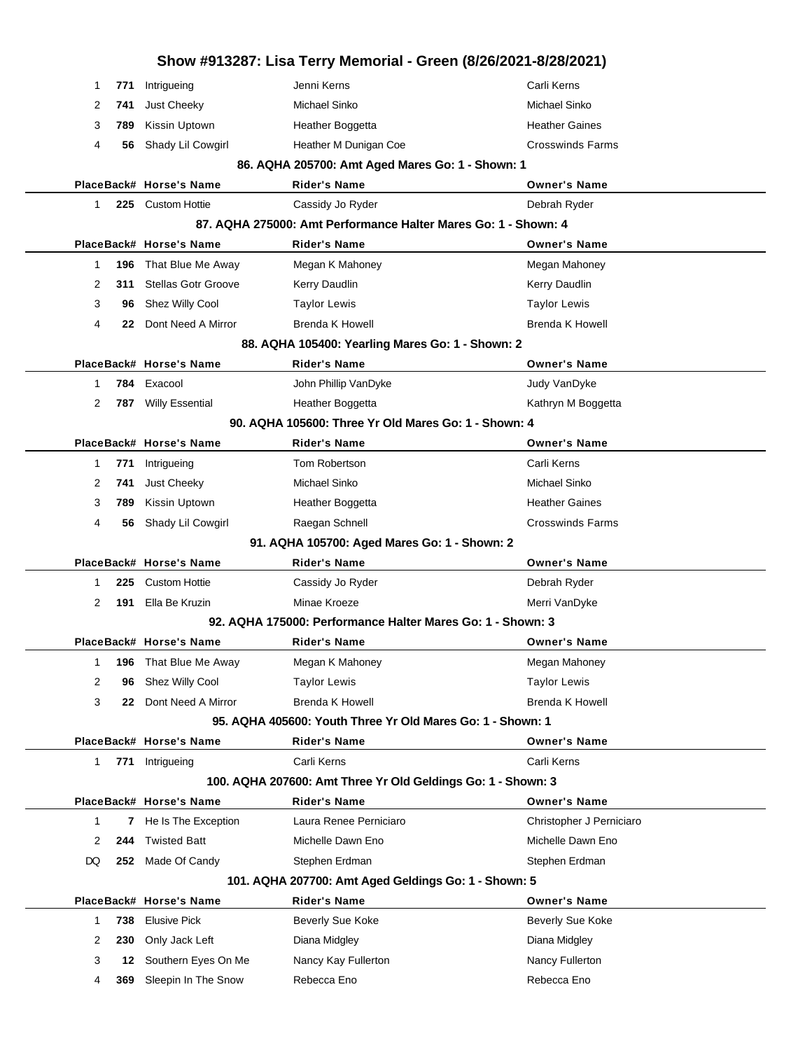# Show #913287: Lisa Terry Memorial - Green (8/26/2021-8/28/2021)

| Place | Back# | Horse's Name | Rider's Name | Owner's Name |
|---|---|---|---|---|
| 1 | 771 | Intrigueing | Jenni Kerns | Carli Kerns |
| 2 | 741 | Just Cheeky | Michael Sinko | Michael Sinko |
| 3 | 789 | Kissin Uptown | Heather Boggetta | Heather Gaines |
| 4 | 56 | Shady Lil Cowgirl | Heather M Dunigan Coe | Crosswinds Farms |

### 86. AQHA 205700: Amt Aged Mares Go: 1 - Shown: 1

| Place | Back# | Horse's Name | Rider's Name | Owner's Name |
|---|---|---|---|---|
| 1 | 225 | Custom Hottie | Cassidy Jo Ryder | Debrah Ryder |

### 87. AQHA 275000: Amt Performance Halter Mares Go: 1 - Shown: 4

| Place | Back# | Horse's Name | Rider's Name | Owner's Name |
|---|---|---|---|---|
| 1 | 196 | That Blue Me Away | Megan K Mahoney | Megan Mahoney |
| 2 | 311 | Stellas Gotr Groove | Kerry Daudlin | Kerry Daudlin |
| 3 | 96 | Shez Willy Cool | Taylor Lewis | Taylor Lewis |
| 4 | 22 | Dont Need A Mirror | Brenda K Howell | Brenda K Howell |

### 88. AQHA 105400: Yearling Mares Go: 1 - Shown: 2

| Place | Back# | Horse's Name | Rider's Name | Owner's Name |
|---|---|---|---|---|
| 1 | 784 | Exacool | John Phillip VanDyke | Judy VanDyke |
| 2 | 787 | Willy Essential | Heather Boggetta | Kathryn M Boggetta |

### 90. AQHA 105600: Three Yr Old Mares Go: 1 - Shown: 4

| Place | Back# | Horse's Name | Rider's Name | Owner's Name |
|---|---|---|---|---|
| 1 | 771 | Intrigueing | Tom Robertson | Carli Kerns |
| 2 | 741 | Just Cheeky | Michael Sinko | Michael Sinko |
| 3 | 789 | Kissin Uptown | Heather Boggetta | Heather Gaines |
| 4 | 56 | Shady Lil Cowgirl | Raegan Schnell | Crosswinds Farms |

### 91. AQHA 105700: Aged Mares Go: 1 - Shown: 2

| Place | Back# | Horse's Name | Rider's Name | Owner's Name |
|---|---|---|---|---|
| 1 | 225 | Custom Hottie | Cassidy Jo Ryder | Debrah Ryder |
| 2 | 191 | Ella Be Kruzin | Minae Kroeze | Merri VanDyke |

### 92. AQHA 175000: Performance Halter Mares Go: 1 - Shown: 3

| Place | Back# | Horse's Name | Rider's Name | Owner's Name |
|---|---|---|---|---|
| 1 | 196 | That Blue Me Away | Megan K Mahoney | Megan Mahoney |
| 2 | 96 | Shez Willy Cool | Taylor Lewis | Taylor Lewis |
| 3 | 22 | Dont Need A Mirror | Brenda K Howell | Brenda K Howell |

### 95. AQHA 405600: Youth Three Yr Old Mares Go: 1 - Shown: 1

| Place | Back# | Horse's Name | Rider's Name | Owner's Name |
|---|---|---|---|---|
| 1 | 771 | Intrigueing | Carli Kerns | Carli Kerns |

### 100. AQHA 207600: Amt Three Yr Old Geldings Go: 1 - Shown: 3

| Place | Back# | Horse's Name | Rider's Name | Owner's Name |
|---|---|---|---|---|
| 1 | 7 | He Is The Exception | Laura Renee Perniciaro | Christopher J Perniciaro |
| 2 | 244 | Twisted Batt | Michelle Dawn Eno | Michelle Dawn Eno |
| DQ | 252 | Made Of Candy | Stephen Erdman | Stephen Erdman |

### 101. AQHA 207700: Amt Aged Geldings Go: 1 - Shown: 5

| Place | Back# | Horse's Name | Rider's Name | Owner's Name |
|---|---|---|---|---|
| 1 | 738 | Elusive Pick | Beverly Sue Koke | Beverly Sue Koke |
| 2 | 230 | Only Jack Left | Diana Midgley | Diana Midgley |
| 3 | 12 | Southern Eyes On Me | Nancy Kay Fullerton | Nancy Fullerton |
| 4 | 369 | Sleepin In The Snow | Rebecca Eno | Rebecca Eno |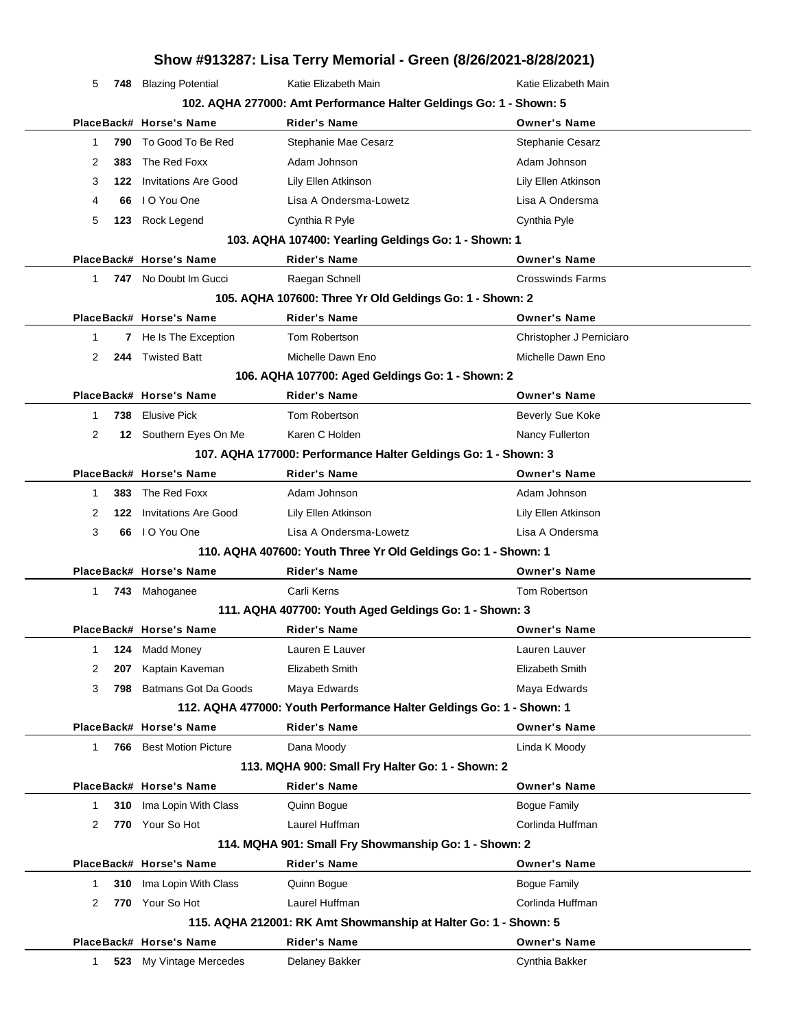# Show #913287: Lisa Terry Memorial - Green (8/26/2021-8/28/2021)

| Place | Back# | Horse's Name | Rider's Name | Owner's Name |
|---|---|---|---|---|
| 5 | 748 | Blazing Potential | Katie Elizabeth Main | Katie Elizabeth Main |

### 102. AQHA 277000: Amt Performance Halter Geldings Go: 1 - Shown: 5

| Place | Back# | Horse's Name | Rider's Name | Owner's Name |
|---|---|---|---|---|
| 1 | 790 | To Good To Be Red | Stephanie Mae Cesarz | Stephanie Cesarz |
| 2 | 383 | The Red Foxx | Adam Johnson | Adam Johnson |
| 3 | 122 | Invitations Are Good | Lily Ellen Atkinson | Lily Ellen Atkinson |
| 4 | 66 | I O You One | Lisa A Ondersma-Lowetz | Lisa A Ondersma |
| 5 | 123 | Rock Legend | Cynthia R Pyle | Cynthia Pyle |

### 103. AQHA 107400: Yearling Geldings Go: 1 - Shown: 1

| Place | Back# | Horse's Name | Rider's Name | Owner's Name |
|---|---|---|---|---|
| 1 | 747 | No Doubt Im Gucci | Raegan Schnell | Crosswinds Farms |

### 105. AQHA 107600: Three Yr Old Geldings Go: 1 - Shown: 2

| Place | Back# | Horse's Name | Rider's Name | Owner's Name |
|---|---|---|---|---|
| 1 | 7 | He Is The Exception | Tom Robertson | Christopher J Perniciaro |
| 2 | 244 | Twisted Batt | Michelle Dawn Eno | Michelle Dawn Eno |

### 106. AQHA 107700: Aged Geldings Go: 1 - Shown: 2

| Place | Back# | Horse's Name | Rider's Name | Owner's Name |
|---|---|---|---|---|
| 1 | 738 | Elusive Pick | Tom Robertson | Beverly Sue Koke |
| 2 | 12 | Southern Eyes On Me | Karen C Holden | Nancy Fullerton |

### 107. AQHA 177000: Performance Halter Geldings Go: 1 - Shown: 3

| Place | Back# | Horse's Name | Rider's Name | Owner's Name |
|---|---|---|---|---|
| 1 | 383 | The Red Foxx | Adam Johnson | Adam Johnson |
| 2 | 122 | Invitations Are Good | Lily Ellen Atkinson | Lily Ellen Atkinson |
| 3 | 66 | I O You One | Lisa A Ondersma-Lowetz | Lisa A Ondersma |

### 110. AQHA 407600: Youth Three Yr Old Geldings Go: 1 - Shown: 1

| Place | Back# | Horse's Name | Rider's Name | Owner's Name |
|---|---|---|---|---|
| 1 | 743 | Mahoganee | Carli Kerns | Tom Robertson |

### 111. AQHA 407700: Youth Aged Geldings Go: 1 - Shown: 3

| Place | Back# | Horse's Name | Rider's Name | Owner's Name |
|---|---|---|---|---|
| 1 | 124 | Madd Money | Lauren E Lauver | Lauren Lauver |
| 2 | 207 | Kaptain Kaveman | Elizabeth Smith | Elizabeth Smith |
| 3 | 798 | Batmans Got Da Goods | Maya Edwards | Maya Edwards |

### 112. AQHA 477000: Youth Performance Halter Geldings Go: 1 - Shown: 1

| Place | Back# | Horse's Name | Rider's Name | Owner's Name |
|---|---|---|---|---|
| 1 | 766 | Best Motion Picture | Dana Moody | Linda K Moody |

### 113. MQHA 900: Small Fry Halter Go: 1 - Shown: 2

| Place | Back# | Horse's Name | Rider's Name | Owner's Name |
|---|---|---|---|---|
| 1 | 310 | Ima Lopin With Class | Quinn Bogue | Bogue Family |
| 2 | 770 | Your So Hot | Laurel Huffman | Corlinda Huffman |

### 114. MQHA 901: Small Fry Showmanship Go: 1 - Shown: 2

| Place | Back# | Horse's Name | Rider's Name | Owner's Name |
|---|---|---|---|---|
| 1 | 310 | Ima Lopin With Class | Quinn Bogue | Bogue Family |
| 2 | 770 | Your So Hot | Laurel Huffman | Corlinda Huffman |

### 115. AQHA 212001: RK Amt Showmanship at Halter Go: 1 - Shown: 5

| Place | Back# | Horse's Name | Rider's Name | Owner's Name |
|---|---|---|---|---|
| 1 | 523 | My Vintage Mercedes | Delaney Bakker | Cynthia Bakker |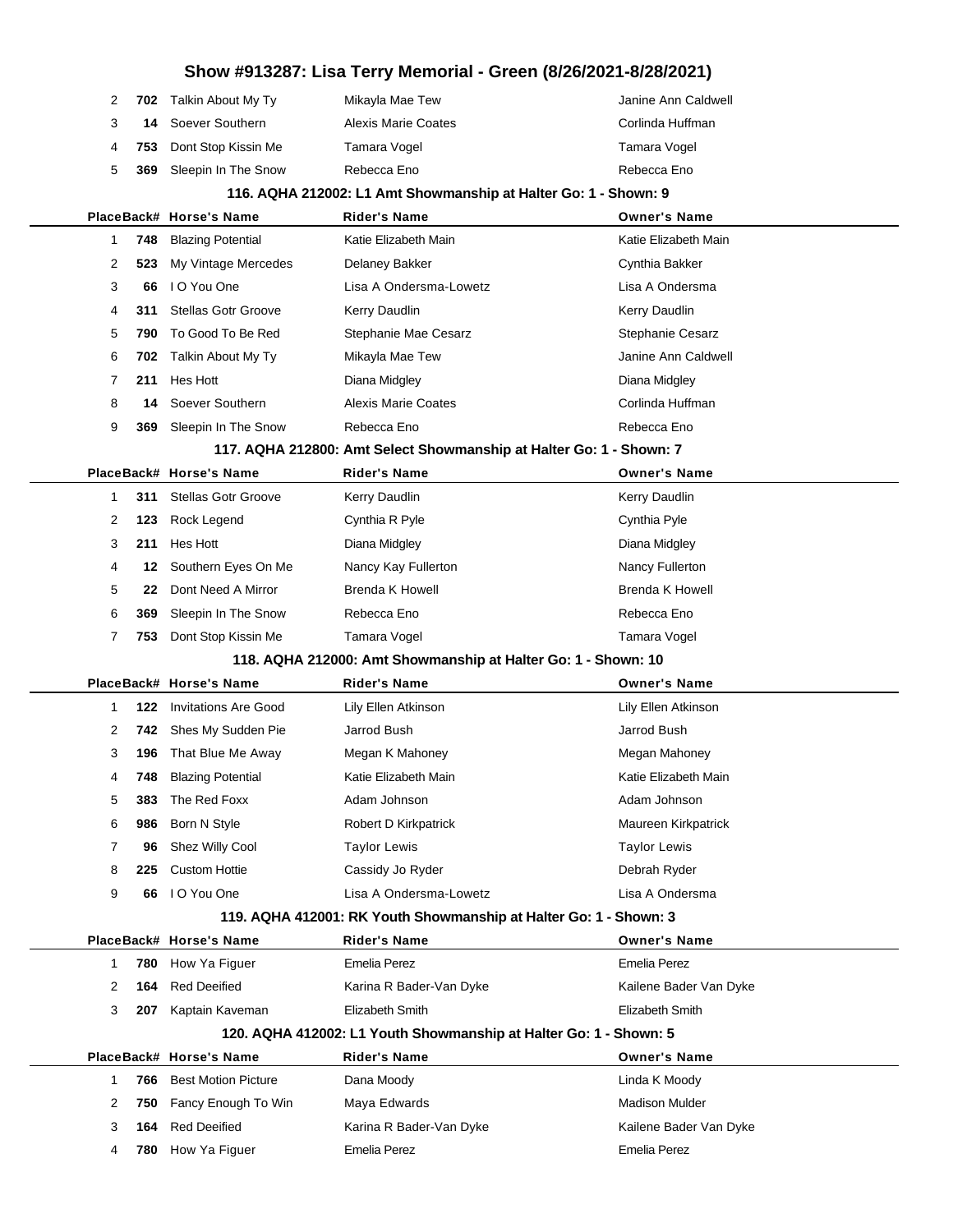# Show #913287: Lisa Terry Memorial - Green (8/26/2021-8/28/2021)

| Place | Back# | Horse's Name | Rider's Name | Owner's Name |
|---|---|---|---|---|
| 2 | 702 | Talkin About My Ty | Mikayla Mae Tew | Janine Ann Caldwell |
| 3 | 14 | Soever Southern | Alexis Marie Coates | Corlinda Huffman |
| 4 | 753 | Dont Stop Kissin Me | Tamara Vogel | Tamara Vogel |
| 5 | 369 | Sleepin In The Snow | Rebecca Eno | Rebecca Eno |

### 116. AQHA 212002: L1 Amt Showmanship at Halter Go: 1 - Shown: 9

| Place | Back# | Horse's Name | Rider's Name | Owner's Name |
|---|---|---|---|---|
| 1 | 748 | Blazing Potential | Katie Elizabeth Main | Katie Elizabeth Main |
| 2 | 523 | My Vintage Mercedes | Delaney Bakker | Cynthia Bakker |
| 3 | 66 | I O You One | Lisa A Ondersma-Lowetz | Lisa A Ondersma |
| 4 | 311 | Stellas Gotr Groove | Kerry Daudlin | Kerry Daudlin |
| 5 | 790 | To Good To Be Red | Stephanie Mae Cesarz | Stephanie Cesarz |
| 6 | 702 | Talkin About My Ty | Mikayla Mae Tew | Janine Ann Caldwell |
| 7 | 211 | Hes Hott | Diana Midgley | Diana Midgley |
| 8 | 14 | Soever Southern | Alexis Marie Coates | Corlinda Huffman |
| 9 | 369 | Sleepin In The Snow | Rebecca Eno | Rebecca Eno |

### 117. AQHA 212800: Amt Select Showmanship at Halter Go: 1 - Shown: 7

| Place | Back# | Horse's Name | Rider's Name | Owner's Name |
|---|---|---|---|---|
| 1 | 311 | Stellas Gotr Groove | Kerry Daudlin | Kerry Daudlin |
| 2 | 123 | Rock Legend | Cynthia R Pyle | Cynthia Pyle |
| 3 | 211 | Hes Hott | Diana Midgley | Diana Midgley |
| 4 | 12 | Southern Eyes On Me | Nancy Kay Fullerton | Nancy Fullerton |
| 5 | 22 | Dont Need A Mirror | Brenda K Howell | Brenda K Howell |
| 6 | 369 | Sleepin In The Snow | Rebecca Eno | Rebecca Eno |
| 7 | 753 | Dont Stop Kissin Me | Tamara Vogel | Tamara Vogel |

### 118. AQHA 212000: Amt Showmanship at Halter Go: 1 - Shown: 10

| Place | Back# | Horse's Name | Rider's Name | Owner's Name |
|---|---|---|---|---|
| 1 | 122 | Invitations Are Good | Lily Ellen Atkinson | Lily Ellen Atkinson |
| 2 | 742 | Shes My Sudden Pie | Jarrod Bush | Jarrod Bush |
| 3 | 196 | That Blue Me Away | Megan K Mahoney | Megan Mahoney |
| 4 | 748 | Blazing Potential | Katie Elizabeth Main | Katie Elizabeth Main |
| 5 | 383 | The Red Foxx | Adam Johnson | Adam Johnson |
| 6 | 986 | Born N Style | Robert D Kirkpatrick | Maureen Kirkpatrick |
| 7 | 96 | Shez Willy Cool | Taylor Lewis | Taylor Lewis |
| 8 | 225 | Custom Hottie | Cassidy Jo Ryder | Debrah Ryder |
| 9 | 66 | I O You One | Lisa A Ondersma-Lowetz | Lisa A Ondersma |

### 119. AQHA 412001: RK Youth Showmanship at Halter Go: 1 - Shown: 3

| Place | Back# | Horse's Name | Rider's Name | Owner's Name |
|---|---|---|---|---|
| 1 | 780 | How Ya Figuer | Emelia Perez | Emelia Perez |
| 2 | 164 | Red Deeified | Karina R Bader-Van Dyke | Kailene Bader Van Dyke |
| 3 | 207 | Kaptain Kaveman | Elizabeth Smith | Elizabeth Smith |

### 120. AQHA 412002: L1 Youth Showmanship at Halter Go: 1 - Shown: 5

| Place | Back# | Horse's Name | Rider's Name | Owner's Name |
|---|---|---|---|---|
| 1 | 766 | Best Motion Picture | Dana Moody | Linda K Moody |
| 2 | 750 | Fancy Enough To Win | Maya Edwards | Madison Mulder |
| 3 | 164 | Red Deeified | Karina R Bader-Van Dyke | Kailene Bader Van Dyke |
| 4 | 780 | How Ya Figuer | Emelia Perez | Emelia Perez |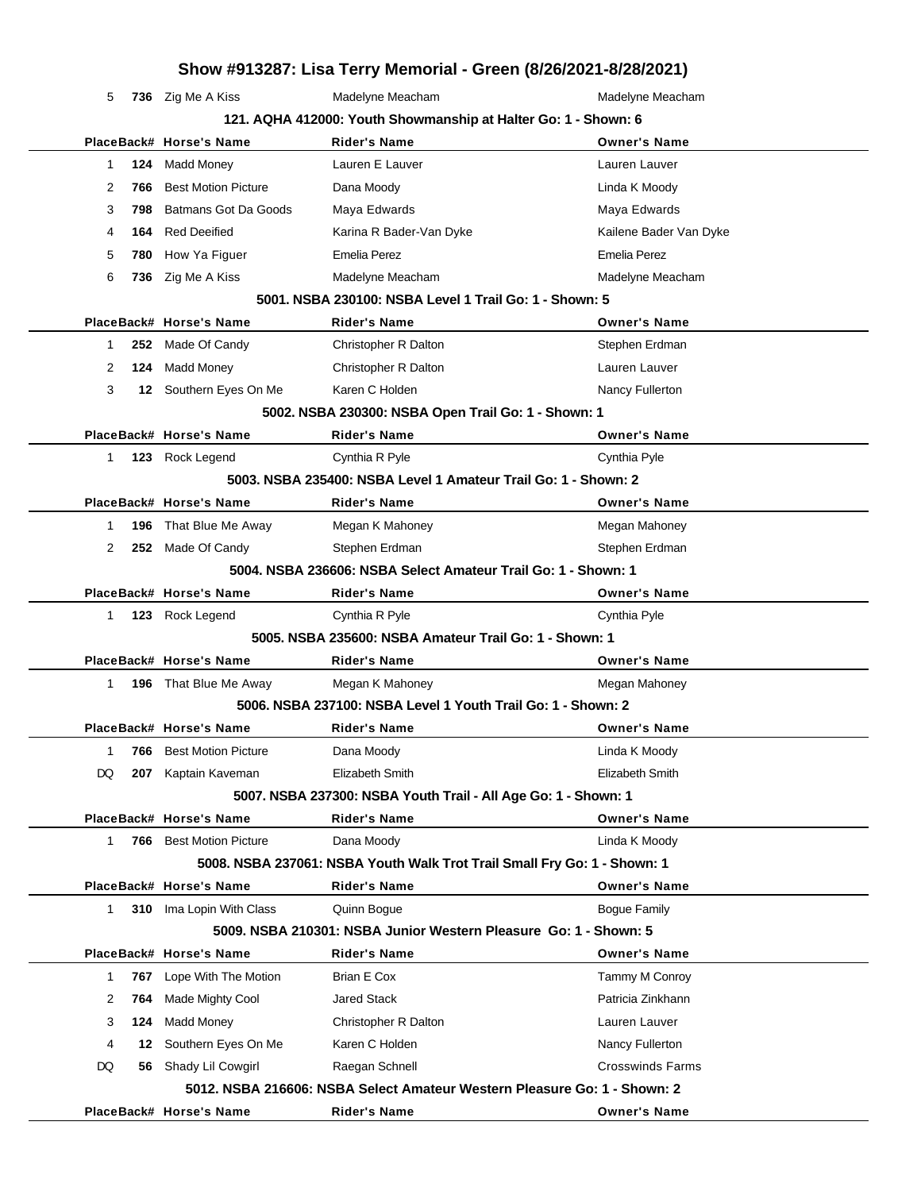# Show #913287: Lisa Terry Memorial - Green (8/26/2021-8/28/2021)

| Place | Back# | Horse's Name | Rider's Name | Owner's Name |
|---|---|---|---|---|
| 5 | **736** | Zig Me A Kiss | Madelyne Meacham | Madelyne Meacham |

### 121. AQHA 412000: Youth Showmanship at Halter Go: 1 - Shown: 6

| Place | Back# | Horse's Name | Rider's Name | Owner's Name |
|---|---|---|---|---|
| 1 | **124** | Madd Money | Lauren E Lauver | Lauren Lauver |
| 2 | **766** | Best Motion Picture | Dana Moody | Linda K Moody |
| 3 | **798** | Batmans Got Da Goods | Maya Edwards | Maya Edwards |
| 4 | **164** | Red Deeified | Karina R Bader-Van Dyke | Kailene Bader Van Dyke |
| 5 | **780** | How Ya Figuer | Emelia Perez | Emelia Perez |
| 6 | **736** | Zig Me A Kiss | Madelyne Meacham | Madelyne Meacham |

### 5001. NSBA 230100: NSBA Level 1 Trail Go: 1 - Shown: 5

| Place | Back# | Horse's Name | Rider's Name | Owner's Name |
|---|---|---|---|---|
| 1 | **252** | Made Of Candy | Christopher R Dalton | Stephen Erdman |
| 2 | **124** | Madd Money | Christopher R Dalton | Lauren Lauver |
| 3 | **12** | Southern Eyes On Me | Karen C Holden | Nancy Fullerton |

### 5002. NSBA 230300: NSBA Open Trail Go: 1 - Shown: 1

| Place | Back# | Horse's Name | Rider's Name | Owner's Name |
|---|---|---|---|---|
| 1 | **123** | Rock Legend | Cynthia R Pyle | Cynthia Pyle |

### 5003. NSBA 235400: NSBA Level 1 Amateur Trail Go: 1 - Shown: 2

| Place | Back# | Horse's Name | Rider's Name | Owner's Name |
|---|---|---|---|---|
| 1 | **196** | That Blue Me Away | Megan K Mahoney | Megan Mahoney |
| 2 | **252** | Made Of Candy | Stephen Erdman | Stephen Erdman |

### 5004. NSBA 236606: NSBA Select Amateur Trail Go: 1 - Shown: 1

| Place | Back# | Horse's Name | Rider's Name | Owner's Name |
|---|---|---|---|---|
| 1 | **123** | Rock Legend | Cynthia R Pyle | Cynthia Pyle |

### 5005. NSBA 235600: NSBA Amateur Trail Go: 1 - Shown: 1

| Place | Back# | Horse's Name | Rider's Name | Owner's Name |
|---|---|---|---|---|
| 1 | **196** | That Blue Me Away | Megan K Mahoney | Megan Mahoney |

### 5006. NSBA 237100: NSBA Level 1 Youth Trail Go: 1 - Shown: 2

| Place | Back# | Horse's Name | Rider's Name | Owner's Name |
|---|---|---|---|---|
| 1 | **766** | Best Motion Picture | Dana Moody | Linda K Moody |
| DQ | **207** | Kaptain Kaveman | Elizabeth Smith | Elizabeth Smith |

### 5007. NSBA 237300: NSBA Youth Trail - All Age Go: 1 - Shown: 1

| Place | Back# | Horse's Name | Rider's Name | Owner's Name |
|---|---|---|---|---|
| 1 | **766** | Best Motion Picture | Dana Moody | Linda K Moody |

### 5008. NSBA 237061: NSBA Youth Walk Trot Trail Small Fry Go: 1 - Shown: 1

| Place | Back# | Horse's Name | Rider's Name | Owner's Name |
|---|---|---|---|---|
| 1 | **310** | Ima Lopin With Class | Quinn Bogue | Bogue Family |

### 5009. NSBA 210301: NSBA Junior Western Pleasure Go: 1 - Shown: 5

| Place | Back# | Horse's Name | Rider's Name | Owner's Name |
|---|---|---|---|---|
| 1 | **767** | Lope With The Motion | Brian E Cox | Tammy M Conroy |
| 2 | **764** | Made Mighty Cool | Jared Stack | Patricia Zinkhann |
| 3 | **124** | Madd Money | Christopher R Dalton | Lauren Lauver |
| 4 | **12** | Southern Eyes On Me | Karen C Holden | Nancy Fullerton |
| DQ | **56** | Shady Lil Cowgirl | Raegan Schnell | Crosswinds Farms |

### 5012. NSBA 216606: NSBA Select Amateur Western Pleasure Go: 1 - Shown: 2

| Place | Back# | Horse's Name | Rider's Name | Owner's Name |
|---|---|---|---|---|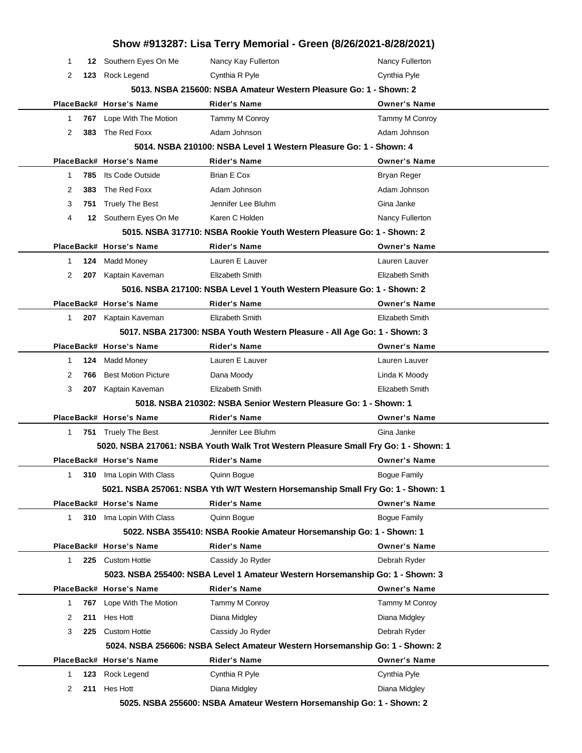# Show #913287: Lisa Terry Memorial - Green (8/26/2021-8/28/2021)

| Place | Back# | Horse's Name | Rider's Name | Owner's Name |
|---|---|---|---|---|
| 1 | 12 | Southern Eyes On Me | Nancy Kay Fullerton | Nancy Fullerton |
| 2 | 123 | Rock Legend | Cynthia R Pyle | Cynthia Pyle |

### 5013. NSBA 215600: NSBA Amateur Western Pleasure Go: 1 - Shown: 2

| Place | Back# | Horse's Name | Rider's Name | Owner's Name |
|---|---|---|---|---|
| 1 | 767 | Lope With The Motion | Tammy M Conroy | Tammy M Conroy |
| 2 | 383 | The Red Foxx | Adam Johnson | Adam Johnson |

### 5014. NSBA 210100: NSBA Level 1 Western Pleasure Go: 1 - Shown: 4

| Place | Back# | Horse's Name | Rider's Name | Owner's Name |
|---|---|---|---|---|
| 1 | 785 | Its Code Outside | Brian E Cox | Bryan Reger |
| 2 | 383 | The Red Foxx | Adam Johnson | Adam Johnson |
| 3 | 751 | Truely The Best | Jennifer Lee Bluhm | Gina Janke |
| 4 | 12 | Southern Eyes On Me | Karen C Holden | Nancy Fullerton |

### 5015. NSBA 317710: NSBA Rookie Youth Western Pleasure Go: 1 - Shown: 2

| Place | Back# | Horse's Name | Rider's Name | Owner's Name |
|---|---|---|---|---|
| 1 | 124 | Madd Money | Lauren E Lauver | Lauren Lauver |
| 2 | 207 | Kaptain Kaveman | Elizabeth Smith | Elizabeth Smith |

### 5016. NSBA 217100: NSBA Level 1 Youth Western Pleasure Go: 1 - Shown: 2

| Place | Back# | Horse's Name | Rider's Name | Owner's Name |
|---|---|---|---|---|
| 1 | 207 | Kaptain Kaveman | Elizabeth Smith | Elizabeth Smith |

### 5017. NSBA 217300: NSBA Youth Western Pleasure - All Age Go: 1 - Shown: 3

| Place | Back# | Horse's Name | Rider's Name | Owner's Name |
|---|---|---|---|---|
| 1 | 124 | Madd Money | Lauren E Lauver | Lauren Lauver |
| 2 | 766 | Best Motion Picture | Dana Moody | Linda K Moody |
| 3 | 207 | Kaptain Kaveman | Elizabeth Smith | Elizabeth Smith |

### 5018. NSBA 210302: NSBA Senior Western Pleasure Go: 1 - Shown: 1

| Place | Back# | Horse's Name | Rider's Name | Owner's Name |
|---|---|---|---|---|
| 1 | 751 | Truely The Best | Jennifer Lee Bluhm | Gina Janke |

### 5020. NSBA 217061: NSBA Youth Walk Trot Western Pleasure Small Fry Go: 1 - Shown: 1

| Place | Back# | Horse's Name | Rider's Name | Owner's Name |
|---|---|---|---|---|
| 1 | 310 | Ima Lopin With Class | Quinn Bogue | Bogue Family |

### 5021. NSBA 257061: NSBA Yth W/T Western Horsemanship Small Fry Go: 1 - Shown: 1

| Place | Back# | Horse's Name | Rider's Name | Owner's Name |
|---|---|---|---|---|
| 1 | 310 | Ima Lopin With Class | Quinn Bogue | Bogue Family |

### 5022. NSBA 355410: NSBA Rookie Amateur Horsemanship Go: 1 - Shown: 1

| Place | Back# | Horse's Name | Rider's Name | Owner's Name |
|---|---|---|---|---|
| 1 | 225 | Custom Hottie | Cassidy Jo Ryder | Debrah Ryder |

### 5023. NSBA 255400: NSBA Level 1 Amateur Western Horsemanship Go: 1 - Shown: 3

| Place | Back# | Horse's Name | Rider's Name | Owner's Name |
|---|---|---|---|---|
| 1 | 767 | Lope With The Motion | Tammy M Conroy | Tammy M Conroy |
| 2 | 211 | Hes Hott | Diana Midgley | Diana Midgley |
| 3 | 225 | Custom Hottie | Cassidy Jo Ryder | Debrah Ryder |

### 5024. NSBA 256606: NSBA Select Amateur Western Horsemanship Go: 1 - Shown: 2

| Place | Back# | Horse's Name | Rider's Name | Owner's Name |
|---|---|---|---|---|
| 1 | 123 | Rock Legend | Cynthia R Pyle | Cynthia Pyle |
| 2 | 211 | Hes Hott | Diana Midgley | Diana Midgley |

### 5025. NSBA 255600: NSBA Amateur Western Horsemanship Go: 1 - Shown: 2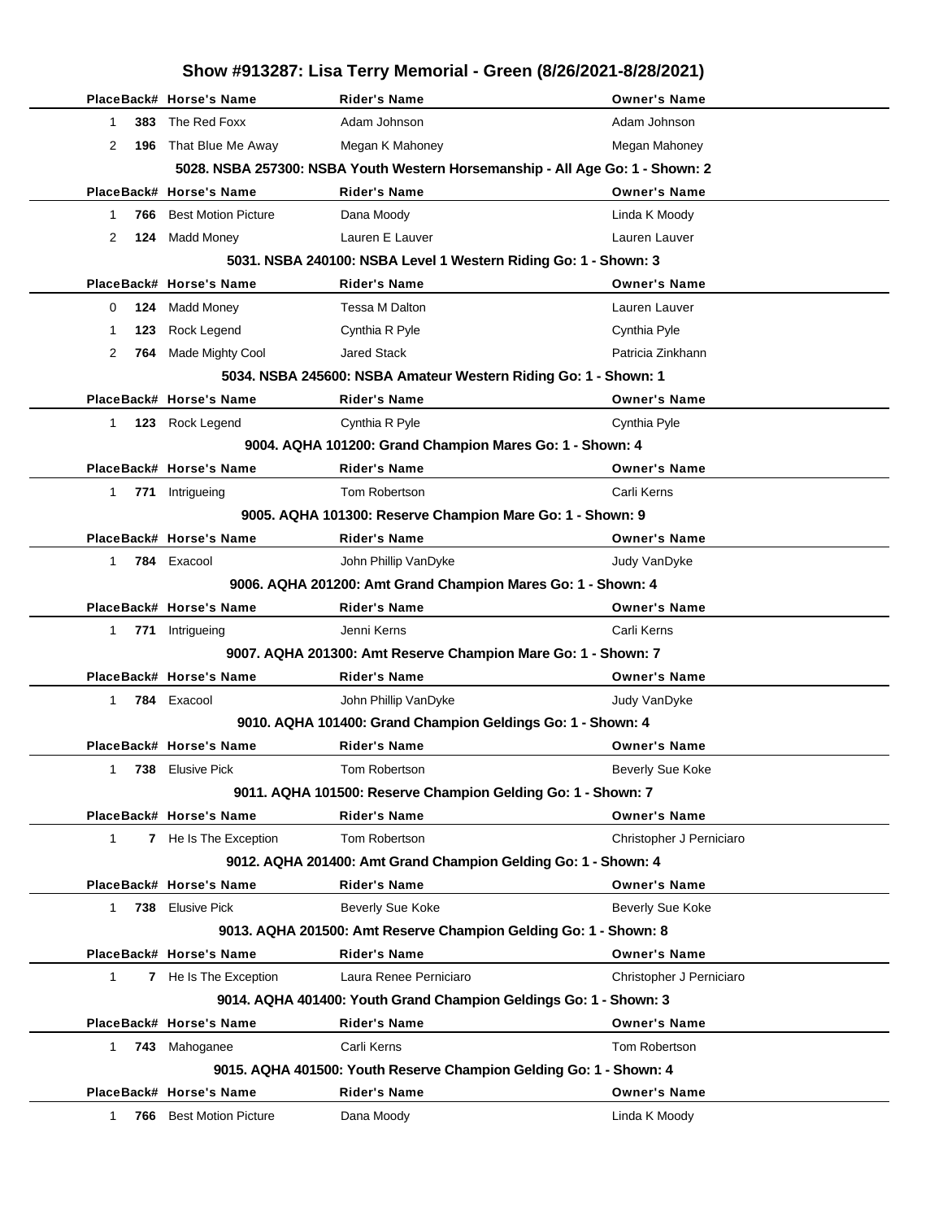# Show #913287: Lisa Terry Memorial - Green (8/26/2021-8/28/2021)

| Place | Back# | Horse's Name | Rider's Name | Owner's Name |
|---|---|---|---|---|
| 1 | 383 | The Red Foxx | Adam Johnson | Adam Johnson |
| 2 | 196 | That Blue Me Away | Megan K Mahoney | Megan Mahoney |

**5028. NSBA 257300: NSBA Youth Western Horsemanship - All Age Go: 1 - Shown: 2**

| Place | Back# | Horse's Name | Rider's Name | Owner's Name |
|---|---|---|---|---|
| 1 | 766 | Best Motion Picture | Dana Moody | Linda K Moody |
| 2 | 124 | Madd Money | Lauren E Lauver | Lauren Lauver |

**5031. NSBA 240100: NSBA Level 1 Western Riding Go: 1 - Shown: 3**

| Place | Back# | Horse's Name | Rider's Name | Owner's Name |
|---|---|---|---|---|
| 0 | 124 | Madd Money | Tessa M Dalton | Lauren Lauver |
| 1 | 123 | Rock Legend | Cynthia R Pyle | Cynthia Pyle |
| 2 | 764 | Made Mighty Cool | Jared Stack | Patricia Zinkhann |

**5034. NSBA 245600: NSBA Amateur Western Riding Go: 1 - Shown: 1**

| Place | Back# | Horse's Name | Rider's Name | Owner's Name |
|---|---|---|---|---|
| 1 | 123 | Rock Legend | Cynthia R Pyle | Cynthia Pyle |

**9004. AQHA 101200: Grand Champion Mares Go: 1 - Shown: 4**

| Place | Back# | Horse's Name | Rider's Name | Owner's Name |
|---|---|---|---|---|
| 1 | 771 | Intrigueing | Tom Robertson | Carli Kerns |

**9005. AQHA 101300: Reserve Champion Mare Go: 1 - Shown: 9**

| Place | Back# | Horse's Name | Rider's Name | Owner's Name |
|---|---|---|---|---|
| 1 | 784 | Exacool | John Phillip VanDyke | Judy VanDyke |

**9006. AQHA 201200: Amt Grand Champion Mares Go: 1 - Shown: 4**

| Place | Back# | Horse's Name | Rider's Name | Owner's Name |
|---|---|---|---|---|
| 1 | 771 | Intrigueing | Jenni Kerns | Carli Kerns |

**9007. AQHA 201300: Amt Reserve Champion Mare Go: 1 - Shown: 7**

| Place | Back# | Horse's Name | Rider's Name | Owner's Name |
|---|---|---|---|---|
| 1 | 784 | Exacool | John Phillip VanDyke | Judy VanDyke |

**9010. AQHA 101400: Grand Champion Geldings Go: 1 - Shown: 4**

| Place | Back# | Horse's Name | Rider's Name | Owner's Name |
|---|---|---|---|---|
| 1 | 738 | Elusive Pick | Tom Robertson | Beverly Sue Koke |

**9011. AQHA 101500: Reserve Champion Gelding Go: 1 - Shown: 7**

| Place | Back# | Horse's Name | Rider's Name | Owner's Name |
|---|---|---|---|---|
| 1 | 7 | He Is The Exception | Tom Robertson | Christopher J Perniciaro |

**9012. AQHA 201400: Amt Grand Champion Gelding Go: 1 - Shown: 4**

| Place | Back# | Horse's Name | Rider's Name | Owner's Name |
|---|---|---|---|---|
| 1 | 738 | Elusive Pick | Beverly Sue Koke | Beverly Sue Koke |

**9013. AQHA 201500: Amt Reserve Champion Gelding Go: 1 - Shown: 8**

| Place | Back# | Horse's Name | Rider's Name | Owner's Name |
|---|---|---|---|---|
| 1 | 7 | He Is The Exception | Laura Renee Perniciaro | Christopher J Perniciaro |

**9014. AQHA 401400: Youth Grand Champion Geldings Go: 1 - Shown: 3**

| Place | Back# | Horse's Name | Rider's Name | Owner's Name |
|---|---|---|---|---|
| 1 | 743 | Mahoganee | Carli Kerns | Tom Robertson |

**9015. AQHA 401500: Youth Reserve Champion Gelding Go: 1 - Shown: 4**

| Place | Back# | Horse's Name | Rider's Name | Owner's Name |
|---|---|---|---|---|
| 1 | 766 | Best Motion Picture | Dana Moody | Linda K Moody |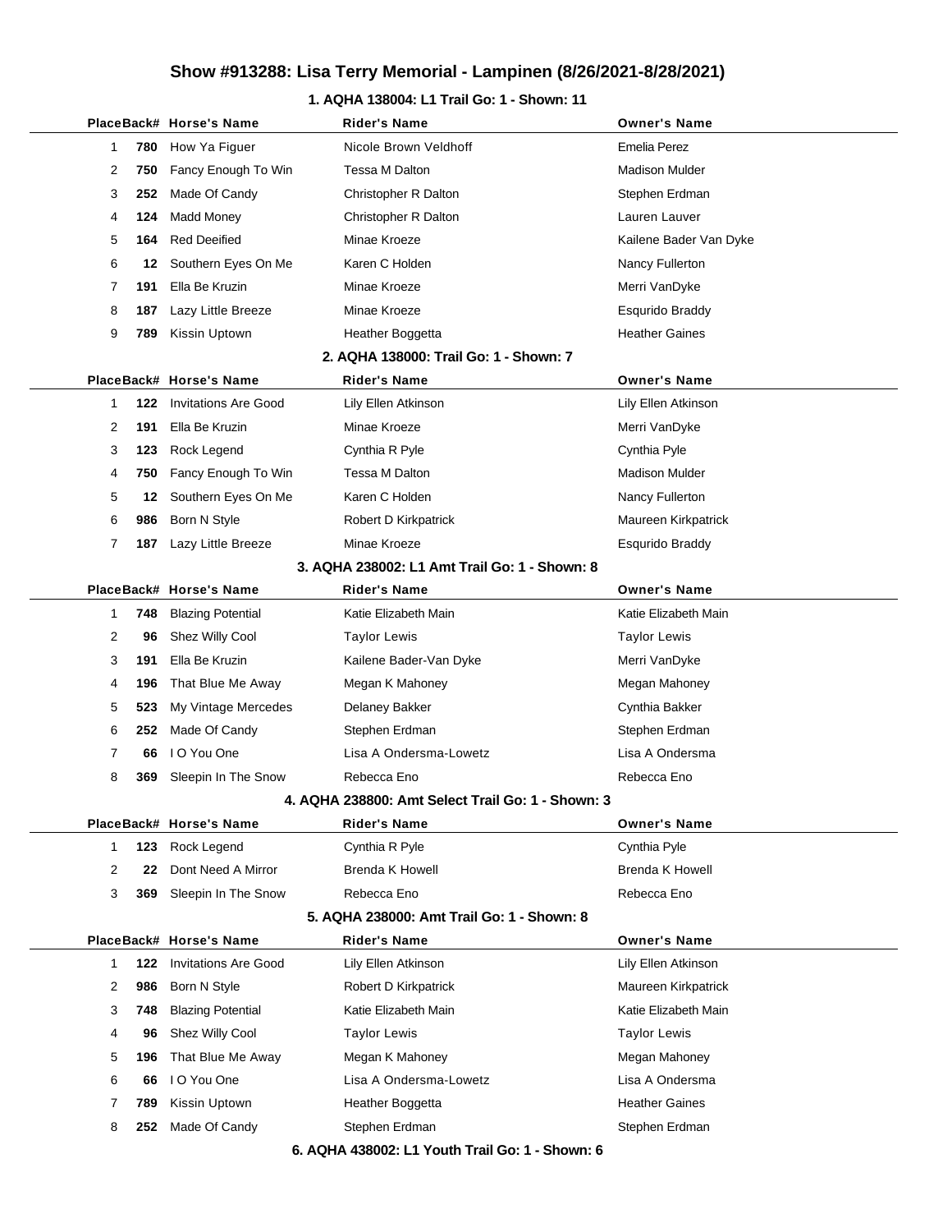# Show #913288: Lisa Terry Memorial - Lampinen (8/26/2021-8/28/2021)

### 1. AQHA 138004: L1 Trail Go: 1 - Shown: 11

| Place | Back# | Horse's Name | Rider's Name | Owner's Name |
|---|---|---|---|---|
| 1 | 780 | How Ya Figuer | Nicole Brown Veldhoff | Emelia Perez |
| 2 | 750 | Fancy Enough To Win | Tessa M Dalton | Madison Mulder |
| 3 | 252 | Made Of Candy | Christopher R Dalton | Stephen Erdman |
| 4 | 124 | Madd Money | Christopher R Dalton | Lauren Lauver |
| 5 | 164 | Red Deeified | Minae Kroeze | Kailene Bader Van Dyke |
| 6 | 12 | Southern Eyes On Me | Karen C Holden | Nancy Fullerton |
| 7 | 191 | Ella Be Kruzin | Minae Kroeze | Merri VanDyke |
| 8 | 187 | Lazy Little Breeze | Minae Kroeze | Esqurido Braddy |
| 9 | 789 | Kissin Uptown | Heather Boggetta | Heather Gaines |

### 2. AQHA 138000: Trail Go: 1 - Shown: 7

| Place | Back# | Horse's Name | Rider's Name | Owner's Name |
|---|---|---|---|---|
| 1 | 122 | Invitations Are Good | Lily Ellen Atkinson | Lily Ellen Atkinson |
| 2 | 191 | Ella Be Kruzin | Minae Kroeze | Merri VanDyke |
| 3 | 123 | Rock Legend | Cynthia R Pyle | Cynthia Pyle |
| 4 | 750 | Fancy Enough To Win | Tessa M Dalton | Madison Mulder |
| 5 | 12 | Southern Eyes On Me | Karen C Holden | Nancy Fullerton |
| 6 | 986 | Born N Style | Robert D Kirkpatrick | Maureen Kirkpatrick |
| 7 | 187 | Lazy Little Breeze | Minae Kroeze | Esqurido Braddy |

### 3. AQHA 238002: L1 Amt Trail Go: 1 - Shown: 8

| Place | Back# | Horse's Name | Rider's Name | Owner's Name |
|---|---|---|---|---|
| 1 | 748 | Blazing Potential | Katie Elizabeth Main | Katie Elizabeth Main |
| 2 | 96 | Shez Willy Cool | Taylor Lewis | Taylor Lewis |
| 3 | 191 | Ella Be Kruzin | Kailene Bader-Van Dyke | Merri VanDyke |
| 4 | 196 | That Blue Me Away | Megan K Mahoney | Megan Mahoney |
| 5 | 523 | My Vintage Mercedes | Delaney Bakker | Cynthia Bakker |
| 6 | 252 | Made Of Candy | Stephen Erdman | Stephen Erdman |
| 7 | 66 | I O You One | Lisa A Ondersma-Lowetz | Lisa A Ondersma |
| 8 | 369 | Sleepin In The Snow | Rebecca Eno | Rebecca Eno |

### 4. AQHA 238800: Amt Select Trail Go: 1 - Shown: 3

| Place | Back# | Horse's Name | Rider's Name | Owner's Name |
|---|---|---|---|---|
| 1 | 123 | Rock Legend | Cynthia R Pyle | Cynthia Pyle |
| 2 | 22 | Dont Need A Mirror | Brenda K Howell | Brenda K Howell |
| 3 | 369 | Sleepin In The Snow | Rebecca Eno | Rebecca Eno |

### 5. AQHA 238000: Amt Trail Go: 1 - Shown: 8

| Place | Back# | Horse's Name | Rider's Name | Owner's Name |
|---|---|---|---|---|
| 1 | 122 | Invitations Are Good | Lily Ellen Atkinson | Lily Ellen Atkinson |
| 2 | 986 | Born N Style | Robert D Kirkpatrick | Maureen Kirkpatrick |
| 3 | 748 | Blazing Potential | Katie Elizabeth Main | Katie Elizabeth Main |
| 4 | 96 | Shez Willy Cool | Taylor Lewis | Taylor Lewis |
| 5 | 196 | That Blue Me Away | Megan K Mahoney | Megan Mahoney |
| 6 | 66 | I O You One | Lisa A Ondersma-Lowetz | Lisa A Ondersma |
| 7 | 789 | Kissin Uptown | Heather Boggetta | Heather Gaines |
| 8 | 252 | Made Of Candy | Stephen Erdman | Stephen Erdman |

### 6. AQHA 438002: L1 Youth Trail Go: 1 - Shown: 6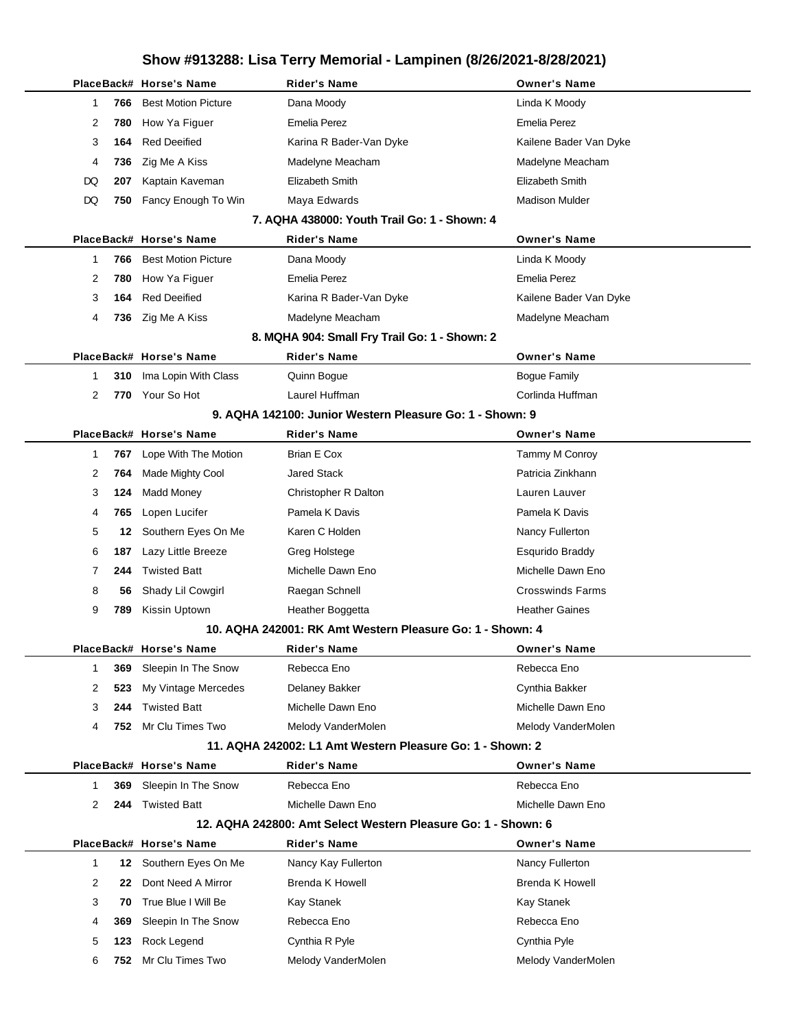# Show #913288: Lisa Terry Memorial - Lampinen (8/26/2021-8/28/2021)

| Place | Back# | Horse's Name | Rider's Name | Owner's Name |
|---|---|---|---|---|
| 1 | 766 | Best Motion Picture | Dana Moody | Linda K Moody |
| 2 | 780 | How Ya Figuer | Emelia Perez | Emelia Perez |
| 3 | 164 | Red Deeified | Karina R Bader-Van Dyke | Kailene Bader Van Dyke |
| 4 | 736 | Zig Me A Kiss | Madelyne Meacham | Madelyne Meacham |
| DQ | 207 | Kaptain Kaveman | Elizabeth Smith | Elizabeth Smith |
| DQ | 750 | Fancy Enough To Win | Maya Edwards | Madison Mulder |

### 7. AQHA 438000: Youth Trail Go: 1 - Shown: 4

| Place | Back# | Horse's Name | Rider's Name | Owner's Name |
|---|---|---|---|---|
| 1 | 766 | Best Motion Picture | Dana Moody | Linda K Moody |
| 2 | 780 | How Ya Figuer | Emelia Perez | Emelia Perez |
| 3 | 164 | Red Deeified | Karina R Bader-Van Dyke | Kailene Bader Van Dyke |
| 4 | 736 | Zig Me A Kiss | Madelyne Meacham | Madelyne Meacham |

### 8. MQHA 904: Small Fry Trail Go: 1 - Shown: 2

| Place | Back# | Horse's Name | Rider's Name | Owner's Name |
|---|---|---|---|---|
| 1 | 310 | Ima Lopin With Class | Quinn Bogue | Bogue Family |
| 2 | 770 | Your So Hot | Laurel Huffman | Corlinda Huffman |

### 9. AQHA 142100: Junior Western Pleasure Go: 1 - Shown: 9

| Place | Back# | Horse's Name | Rider's Name | Owner's Name |
|---|---|---|---|---|
| 1 | 767 | Lope With The Motion | Brian E Cox | Tammy M Conroy |
| 2 | 764 | Made Mighty Cool | Jared Stack | Patricia Zinkhann |
| 3 | 124 | Madd Money | Christopher R Dalton | Lauren Lauver |
| 4 | 765 | Lopen Lucifer | Pamela K Davis | Pamela K Davis |
| 5 | 12 | Southern Eyes On Me | Karen C Holden | Nancy Fullerton |
| 6 | 187 | Lazy Little Breeze | Greg Holstege | Esqurido Braddy |
| 7 | 244 | Twisted Batt | Michelle Dawn Eno | Michelle Dawn Eno |
| 8 | 56 | Shady Lil Cowgirl | Raegan Schnell | Crosswinds Farms |
| 9 | 789 | Kissin Uptown | Heather Boggetta | Heather Gaines |

### 10. AQHA 242001: RK Amt Western Pleasure Go: 1 - Shown: 4

| Place | Back# | Horse's Name | Rider's Name | Owner's Name |
|---|---|---|---|---|
| 1 | 369 | Sleepin In The Snow | Rebecca Eno | Rebecca Eno |
| 2 | 523 | My Vintage Mercedes | Delaney Bakker | Cynthia Bakker |
| 3 | 244 | Twisted Batt | Michelle Dawn Eno | Michelle Dawn Eno |
| 4 | 752 | Mr Clu Times Two | Melody VanderMolen | Melody VanderMolen |

### 11. AQHA 242002: L1 Amt Western Pleasure Go: 1 - Shown: 2

| Place | Back# | Horse's Name | Rider's Name | Owner's Name |
|---|---|---|---|---|
| 1 | 369 | Sleepin In The Snow | Rebecca Eno | Rebecca Eno |
| 2 | 244 | Twisted Batt | Michelle Dawn Eno | Michelle Dawn Eno |

### 12. AQHA 242800: Amt Select Western Pleasure Go: 1 - Shown: 6

| Place | Back# | Horse's Name | Rider's Name | Owner's Name |
|---|---|---|---|---|
| 1 | 12 | Southern Eyes On Me | Nancy Kay Fullerton | Nancy Fullerton |
| 2 | 22 | Dont Need A Mirror | Brenda K Howell | Brenda K Howell |
| 3 | 70 | True Blue I Will Be | Kay Stanek | Kay Stanek |
| 4 | 369 | Sleepin In The Snow | Rebecca Eno | Rebecca Eno |
| 5 | 123 | Rock Legend | Cynthia R Pyle | Cynthia Pyle |
| 6 | 752 | Mr Clu Times Two | Melody VanderMolen | Melody VanderMolen |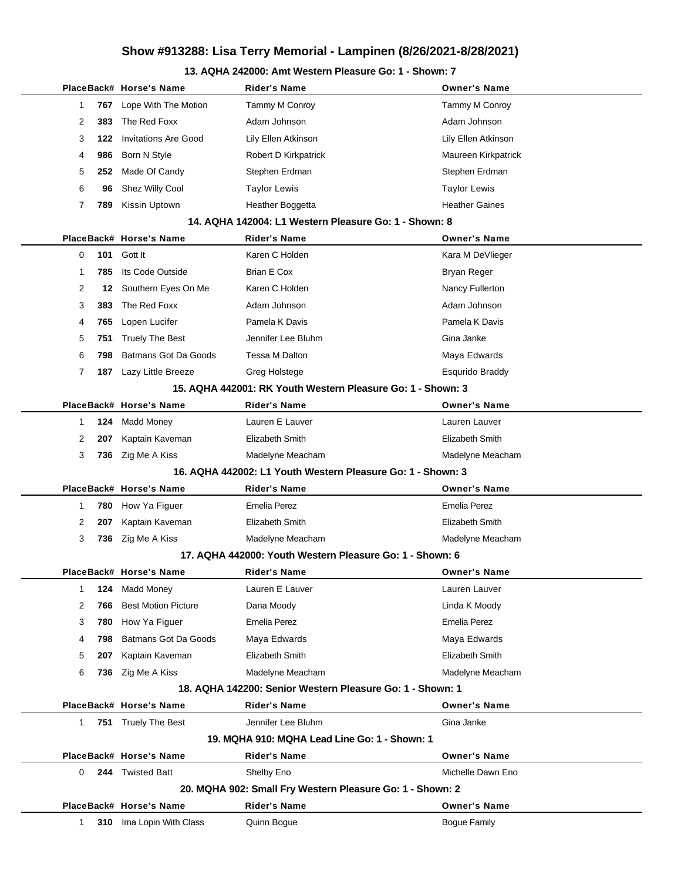# Show #913288: Lisa Terry Memorial - Lampinen (8/26/2021-8/28/2021)

### 13. AQHA 242000: Amt Western Pleasure Go: 1 - Shown: 7

| Place | Back# | Horse's Name | Rider's Name | Owner's Name |
|---|---|---|---|---|
| 1 | 767 | Lope With The Motion | Tammy M Conroy | Tammy M Conroy |
| 2 | 383 | The Red Foxx | Adam Johnson | Adam Johnson |
| 3 | 122 | Invitations Are Good | Lily Ellen Atkinson | Lily Ellen Atkinson |
| 4 | 986 | Born N Style | Robert D Kirkpatrick | Maureen Kirkpatrick |
| 5 | 252 | Made Of Candy | Stephen Erdman | Stephen Erdman |
| 6 | 96 | Shez Willy Cool | Taylor Lewis | Taylor Lewis |
| 7 | 789 | Kissin Uptown | Heather Boggetta | Heather Gaines |

### 14. AQHA 142004: L1 Western Pleasure Go: 1 - Shown: 8

| Place | Back# | Horse's Name | Rider's Name | Owner's Name |
|---|---|---|---|---|
| 0 | 101 | Gott It | Karen C Holden | Kara M DeVlieger |
| 1 | 785 | Its Code Outside | Brian E Cox | Bryan Reger |
| 2 | 12 | Southern Eyes On Me | Karen C Holden | Nancy Fullerton |
| 3 | 383 | The Red Foxx | Adam Johnson | Adam Johnson |
| 4 | 765 | Lopen Lucifer | Pamela K Davis | Pamela K Davis |
| 5 | 751 | Truely The Best | Jennifer Lee Bluhm | Gina Janke |
| 6 | 798 | Batmans Got Da Goods | Tessa M Dalton | Maya Edwards |
| 7 | 187 | Lazy Little Breeze | Greg Holstege | Esqurido Braddy |

### 15. AQHA 442001: RK Youth Western Pleasure Go: 1 - Shown: 3

| Place | Back# | Horse's Name | Rider's Name | Owner's Name |
|---|---|---|---|---|
| 1 | 124 | Madd Money | Lauren E Lauver | Lauren Lauver |
| 2 | 207 | Kaptain Kaveman | Elizabeth Smith | Elizabeth Smith |
| 3 | 736 | Zig Me A Kiss | Madelyne Meacham | Madelyne Meacham |

### 16. AQHA 442002: L1 Youth Western Pleasure Go: 1 - Shown: 3

| Place | Back# | Horse's Name | Rider's Name | Owner's Name |
|---|---|---|---|---|
| 1 | 780 | How Ya Figuer | Emelia Perez | Emelia Perez |
| 2 | 207 | Kaptain Kaveman | Elizabeth Smith | Elizabeth Smith |
| 3 | 736 | Zig Me A Kiss | Madelyne Meacham | Madelyne Meacham |

### 17. AQHA 442000: Youth Western Pleasure Go: 1 - Shown: 6

| Place | Back# | Horse's Name | Rider's Name | Owner's Name |
|---|---|---|---|---|
| 1 | 124 | Madd Money | Lauren E Lauver | Lauren Lauver |
| 2 | 766 | Best Motion Picture | Dana Moody | Linda K Moody |
| 3 | 780 | How Ya Figuer | Emelia Perez | Emelia Perez |
| 4 | 798 | Batmans Got Da Goods | Maya Edwards | Maya Edwards |
| 5 | 207 | Kaptain Kaveman | Elizabeth Smith | Elizabeth Smith |
| 6 | 736 | Zig Me A Kiss | Madelyne Meacham | Madelyne Meacham |

### 18. AQHA 142200: Senior Western Pleasure Go: 1 - Shown: 1

| Place | Back# | Horse's Name | Rider's Name | Owner's Name |
|---|---|---|---|---|
| 1 | 751 | Truely The Best | Jennifer Lee Bluhm | Gina Janke |

### 19. MQHA 910: MQHA Lead Line Go: 1 - Shown: 1

| Place | Back# | Horse's Name | Rider's Name | Owner's Name |
|---|---|---|---|---|
| 0 | 244 | Twisted Batt | Shelby Eno | Michelle Dawn Eno |

### 20. MQHA 902: Small Fry Western Pleasure Go: 1 - Shown: 2

| Place | Back# | Horse's Name | Rider's Name | Owner's Name |
|---|---|---|---|---|
| 1 | 310 | Ima Lopin With Class | Quinn Bogue | Bogue Family |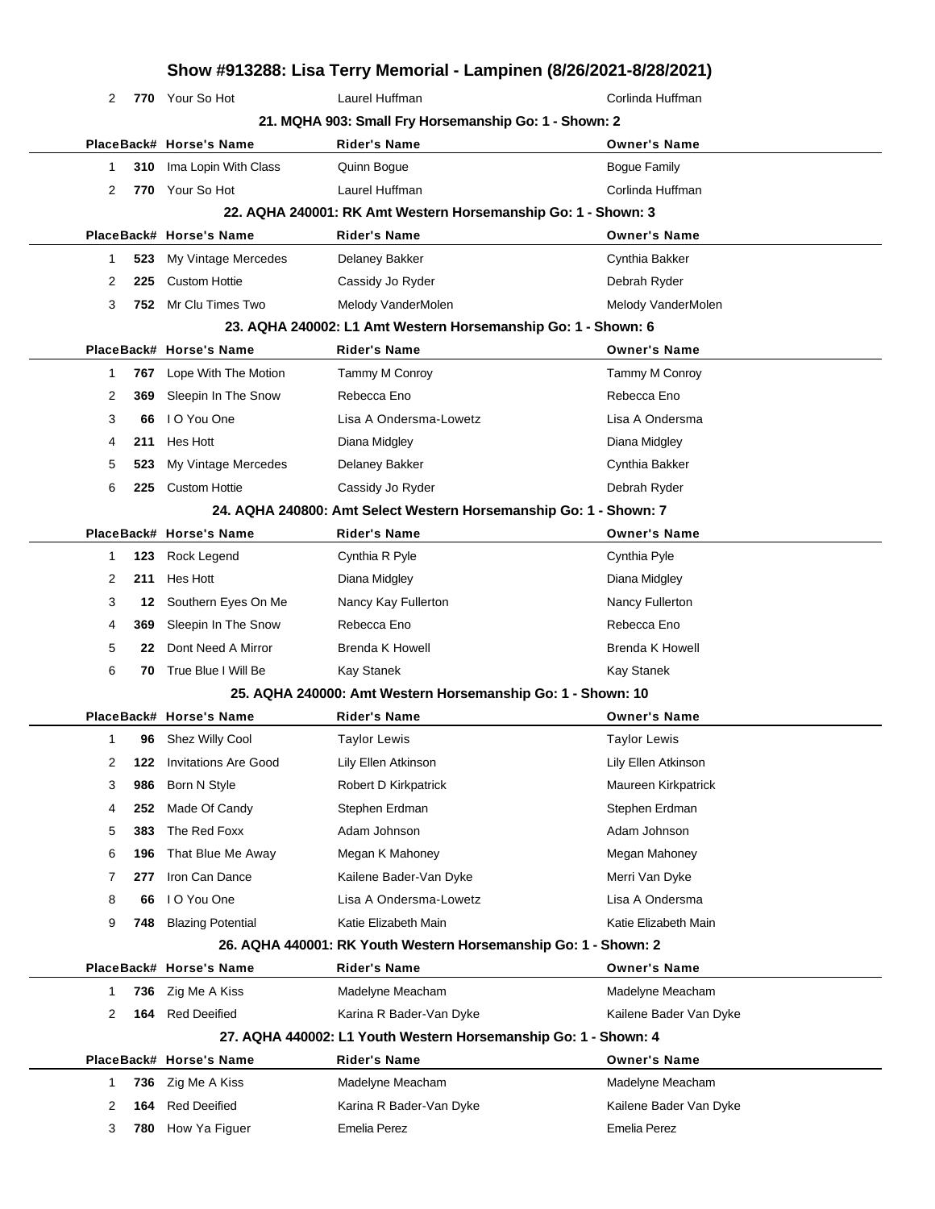| Place | Back# | Horse's Name | Rider's Name | Owner's Name |
|---|---|---|---|---|
| 2 | 770 | Your So Hot | Laurel Huffman | Corlinda Huffman |

### 21. MQHA 903: Small Fry Horsemanship Go: 1 - Shown: 2

| Place | Back# | Horse's Name | Rider's Name | Owner's Name |
|---|---|---|---|---|
| 1 | 310 | Ima Lopin With Class | Quinn Bogue | Bogue Family |
| 2 | 770 | Your So Hot | Laurel Huffman | Corlinda Huffman |

### 22. AQHA 240001: RK Amt Western Horsemanship Go: 1 - Shown: 3

| Place | Back# | Horse's Name | Rider's Name | Owner's Name |
|---|---|---|---|---|
| 1 | 523 | My Vintage Mercedes | Delaney Bakker | Cynthia Bakker |
| 2 | 225 | Custom Hottie | Cassidy Jo Ryder | Debrah Ryder |
| 3 | 752 | Mr Clu Times Two | Melody VanderMolen | Melody VanderMolen |

### 23. AQHA 240002: L1 Amt Western Horsemanship Go: 1 - Shown: 6

| Place | Back# | Horse's Name | Rider's Name | Owner's Name |
|---|---|---|---|---|
| 1 | 767 | Lope With The Motion | Tammy M Conroy | Tammy M Conroy |
| 2 | 369 | Sleepin In The Snow | Rebecca Eno | Rebecca Eno |
| 3 | 66 | I O You One | Lisa A Ondersma-Lowetz | Lisa A Ondersma |
| 4 | 211 | Hes Hott | Diana Midgley | Diana Midgley |
| 5 | 523 | My Vintage Mercedes | Delaney Bakker | Cynthia Bakker |
| 6 | 225 | Custom Hottie | Cassidy Jo Ryder | Debrah Ryder |

### 24. AQHA 240800: Amt Select Western Horsemanship Go: 1 - Shown: 7

| Place | Back# | Horse's Name | Rider's Name | Owner's Name |
|---|---|---|---|---|
| 1 | 123 | Rock Legend | Cynthia R Pyle | Cynthia Pyle |
| 2 | 211 | Hes Hott | Diana Midgley | Diana Midgley |
| 3 | 12 | Southern Eyes On Me | Nancy Kay Fullerton | Nancy Fullerton |
| 4 | 369 | Sleepin In The Snow | Rebecca Eno | Rebecca Eno |
| 5 | 22 | Dont Need A Mirror | Brenda K Howell | Brenda K Howell |
| 6 | 70 | True Blue I Will Be | Kay Stanek | Kay Stanek |

### 25. AQHA 240000: Amt Western Horsemanship Go: 1 - Shown: 10

| Place | Back# | Horse's Name | Rider's Name | Owner's Name |
|---|---|---|---|---|
| 1 | 96 | Shez Willy Cool | Taylor Lewis | Taylor Lewis |
| 2 | 122 | Invitations Are Good | Lily Ellen Atkinson | Lily Ellen Atkinson |
| 3 | 986 | Born N Style | Robert D Kirkpatrick | Maureen Kirkpatrick |
| 4 | 252 | Made Of Candy | Stephen Erdman | Stephen Erdman |
| 5 | 383 | The Red Foxx | Adam Johnson | Adam Johnson |
| 6 | 196 | That Blue Me Away | Megan K Mahoney | Megan Mahoney |
| 7 | 277 | Iron Can Dance | Kailene Bader-Van Dyke | Merri Van Dyke |
| 8 | 66 | I O You One | Lisa A Ondersma-Lowetz | Lisa A Ondersma |
| 9 | 748 | Blazing Potential | Katie Elizabeth Main | Katie Elizabeth Main |

### 26. AQHA 440001: RK Youth Western Horsemanship Go: 1 - Shown: 2

| Place | Back# | Horse's Name | Rider's Name | Owner's Name |
|---|---|---|---|---|
| 1 | 736 | Zig Me A Kiss | Madelyne Meacham | Madelyne Meacham |
| 2 | 164 | Red Deeified | Karina R Bader-Van Dyke | Kailene Bader Van Dyke |

### 27. AQHA 440002: L1 Youth Western Horsemanship Go: 1 - Shown: 4

| Place | Back# | Horse's Name | Rider's Name | Owner's Name |
|---|---|---|---|---|
| 1 | 736 | Zig Me A Kiss | Madelyne Meacham | Madelyne Meacham |
| 2 | 164 | Red Deeified | Karina R Bader-Van Dyke | Kailene Bader Van Dyke |
| 3 | 780 | How Ya Figuer | Emelia Perez | Emelia Perez |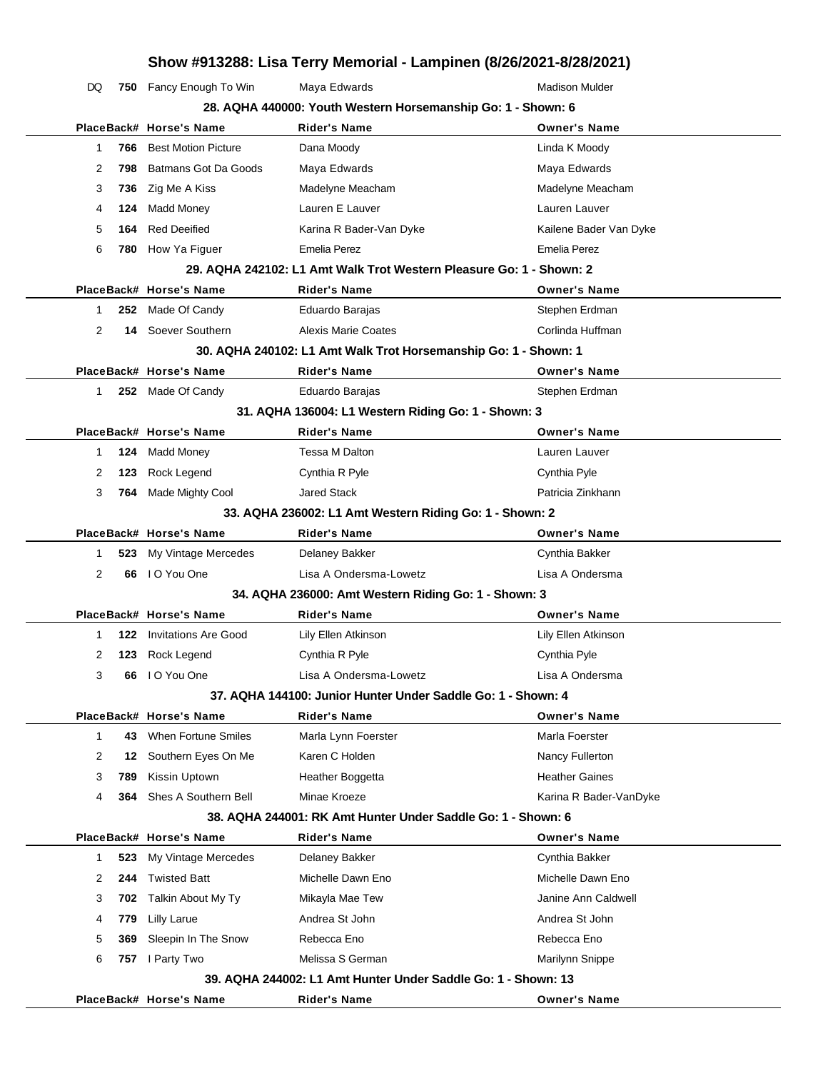# Show #913288: Lisa Terry Memorial - Lampinen (8/26/2021-8/28/2021)

| Place | Back# | Horse's Name | Rider's Name | Owner's Name |
|---|---|---|---|---|
| DQ | 750 | Fancy Enough To Win | Maya Edwards | Madison Mulder |

### 28. AQHA 440000: Youth Western Horsemanship Go: 1 - Shown: 6

| Place | Back# | Horse's Name | Rider's Name | Owner's Name |
|---|---|---|---|---|
| 1 | 766 | Best Motion Picture | Dana Moody | Linda K Moody |
| 2 | 798 | Batmans Got Da Goods | Maya Edwards | Maya Edwards |
| 3 | 736 | Zig Me A Kiss | Madelyne Meacham | Madelyne Meacham |
| 4 | 124 | Madd Money | Lauren E Lauver | Lauren Lauver |
| 5 | 164 | Red Deeified | Karina R Bader-Van Dyke | Kailene Bader Van Dyke |
| 6 | 780 | How Ya Figuer | Emelia Perez | Emelia Perez |

### 29. AQHA 242102: L1 Amt Walk Trot Western Pleasure Go: 1 - Shown: 2

| Place | Back# | Horse's Name | Rider's Name | Owner's Name |
|---|---|---|---|---|
| 1 | 252 | Made Of Candy | Eduardo Barajas | Stephen Erdman |
| 2 | 14 | Soever Southern | Alexis Marie Coates | Corlinda Huffman |

### 30. AQHA 240102: L1 Amt Walk Trot Horsemanship Go: 1 - Shown: 1

| Place | Back# | Horse's Name | Rider's Name | Owner's Name |
|---|---|---|---|---|
| 1 | 252 | Made Of Candy | Eduardo Barajas | Stephen Erdman |

### 31. AQHA 136004: L1 Western Riding Go: 1 - Shown: 3

| Place | Back# | Horse's Name | Rider's Name | Owner's Name |
|---|---|---|---|---|
| 1 | 124 | Madd Money | Tessa M Dalton | Lauren Lauver |
| 2 | 123 | Rock Legend | Cynthia R Pyle | Cynthia Pyle |
| 3 | 764 | Made Mighty Cool | Jared Stack | Patricia Zinkhann |

### 33. AQHA 236002: L1 Amt Western Riding Go: 1 - Shown: 2

| Place | Back# | Horse's Name | Rider's Name | Owner's Name |
|---|---|---|---|---|
| 1 | 523 | My Vintage Mercedes | Delaney Bakker | Cynthia Bakker |
| 2 | 66 | I O You One | Lisa A Ondersma-Lowetz | Lisa A Ondersma |

### 34. AQHA 236000: Amt Western Riding Go: 1 - Shown: 3

| Place | Back# | Horse's Name | Rider's Name | Owner's Name |
|---|---|---|---|---|
| 1 | 122 | Invitations Are Good | Lily Ellen Atkinson | Lily Ellen Atkinson |
| 2 | 123 | Rock Legend | Cynthia R Pyle | Cynthia Pyle |
| 3 | 66 | I O You One | Lisa A Ondersma-Lowetz | Lisa A Ondersma |

### 37. AQHA 144100: Junior Hunter Under Saddle Go: 1 - Shown: 4

| Place | Back# | Horse's Name | Rider's Name | Owner's Name |
|---|---|---|---|---|
| 1 | 43 | When Fortune Smiles | Marla Lynn Foerster | Marla Foerster |
| 2 | 12 | Southern Eyes On Me | Karen C Holden | Nancy Fullerton |
| 3 | 789 | Kissin Uptown | Heather Boggetta | Heather Gaines |
| 4 | 364 | Shes A Southern Bell | Minae Kroeze | Karina R Bader-VanDyke |

### 38. AQHA 244001: RK Amt Hunter Under Saddle Go: 1 - Shown: 6

| Place | Back# | Horse's Name | Rider's Name | Owner's Name |
|---|---|---|---|---|
| 1 | 523 | My Vintage Mercedes | Delaney Bakker | Cynthia Bakker |
| 2 | 244 | Twisted Batt | Michelle Dawn Eno | Michelle Dawn Eno |
| 3 | 702 | Talkin About My Ty | Mikayla Mae Tew | Janine Ann Caldwell |
| 4 | 779 | Lilly Larue | Andrea St John | Andrea St John |
| 5 | 369 | Sleepin In The Snow | Rebecca Eno | Rebecca Eno |
| 6 | 757 | I Party Two | Melissa S German | Marilynn Snippe |

### 39. AQHA 244002: L1 Amt Hunter Under Saddle Go: 1 - Shown: 13

| Place | Back# | Horse's Name | Rider's Name | Owner's Name |
|---|---|---|---|---|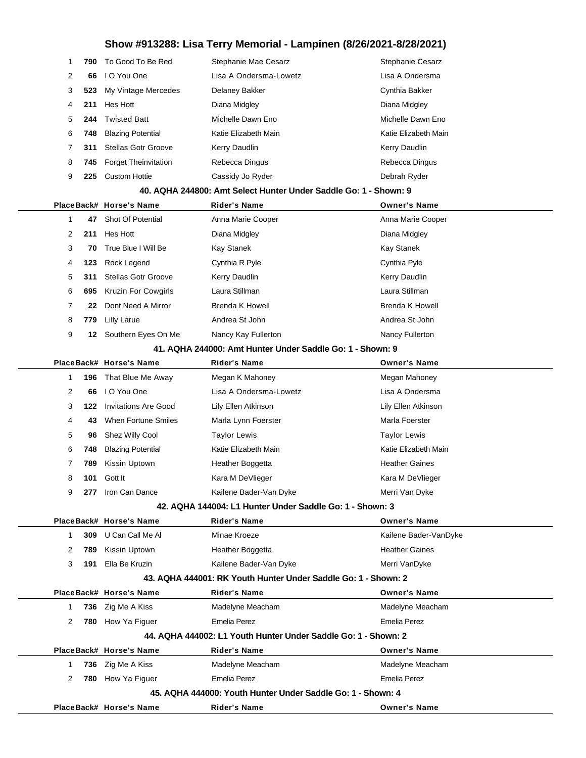# Show #913288: Lisa Terry Memorial - Lampinen (8/26/2021-8/28/2021)

| Place | Back# | Horse's Name | Rider's Name | Owner's Name |
|---|---|---|---|---|
| 1 | 790 | To Good To Be Red | Stephanie Mae Cesarz | Stephanie Cesarz |
| 2 | 66 | I O You One | Lisa A Ondersma-Lowetz | Lisa A Ondersma |
| 3 | 523 | My Vintage Mercedes | Delaney Bakker | Cynthia Bakker |
| 4 | 211 | Hes Hott | Diana Midgley | Diana Midgley |
| 5 | 244 | Twisted Batt | Michelle Dawn Eno | Michelle Dawn Eno |
| 6 | 748 | Blazing Potential | Katie Elizabeth Main | Katie Elizabeth Main |
| 7 | 311 | Stellas Gotr Groove | Kerry Daudlin | Kerry Daudlin |
| 8 | 745 | Forget Theinvitation | Rebecca Dingus | Rebecca Dingus |
| 9 | 225 | Custom Hottie | Cassidy Jo Ryder | Debrah Ryder |

### 40. AQHA 244800: Amt Select Hunter Under Saddle Go: 1 - Shown: 9

| Place | Back# | Horse's Name | Rider's Name | Owner's Name |
|---|---|---|---|---|
| 1 | 47 | Shot Of Potential | Anna Marie Cooper | Anna Marie Cooper |
| 2 | 211 | Hes Hott | Diana Midgley | Diana Midgley |
| 3 | 70 | True Blue I Will Be | Kay Stanek | Kay Stanek |
| 4 | 123 | Rock Legend | Cynthia R Pyle | Cynthia Pyle |
| 5 | 311 | Stellas Gotr Groove | Kerry Daudlin | Kerry Daudlin |
| 6 | 695 | Kruzin For Cowgirls | Laura Stillman | Laura Stillman |
| 7 | 22 | Dont Need A Mirror | Brenda K Howell | Brenda K Howell |
| 8 | 779 | Lilly Larue | Andrea St John | Andrea St John |
| 9 | 12 | Southern Eyes On Me | Nancy Kay Fullerton | Nancy Fullerton |

### 41. AQHA 244000: Amt Hunter Under Saddle Go: 1 - Shown: 9

| Place | Back# | Horse's Name | Rider's Name | Owner's Name |
|---|---|---|---|---|
| 1 | 196 | That Blue Me Away | Megan K Mahoney | Megan Mahoney |
| 2 | 66 | I O You One | Lisa A Ondersma-Lowetz | Lisa A Ondersma |
| 3 | 122 | Invitations Are Good | Lily Ellen Atkinson | Lily Ellen Atkinson |
| 4 | 43 | When Fortune Smiles | Marla Lynn Foerster | Marla Foerster |
| 5 | 96 | Shez Willy Cool | Taylor Lewis | Taylor Lewis |
| 6 | 748 | Blazing Potential | Katie Elizabeth Main | Katie Elizabeth Main |
| 7 | 789 | Kissin Uptown | Heather Boggetta | Heather Gaines |
| 8 | 101 | Gott It | Kara M DeVlieger | Kara M DeVlieger |
| 9 | 277 | Iron Can Dance | Kailene Bader-Van Dyke | Merri Van Dyke |

### 42. AQHA 144004: L1 Hunter Under Saddle Go: 1 - Shown: 3

| Place | Back# | Horse's Name | Rider's Name | Owner's Name |
|---|---|---|---|---|
| 1 | 309 | U Can Call Me Al | Minae Kroeze | Kailene Bader-VanDyke |
| 2 | 789 | Kissin Uptown | Heather Boggetta | Heather Gaines |
| 3 | 191 | Ella Be Kruzin | Kailene Bader-Van Dyke | Merri VanDyke |

### 43. AQHA 444001: RK Youth Hunter Under Saddle Go: 1 - Shown: 2

| Place | Back# | Horse's Name | Rider's Name | Owner's Name |
|---|---|---|---|---|
| 1 | 736 | Zig Me A Kiss | Madelyne Meacham | Madelyne Meacham |
| 2 | 780 | How Ya Figuer | Emelia Perez | Emelia Perez |

### 44. AQHA 444002: L1 Youth Hunter Under Saddle Go: 1 - Shown: 2

| Place | Back# | Horse's Name | Rider's Name | Owner's Name |
|---|---|---|---|---|
| 1 | 736 | Zig Me A Kiss | Madelyne Meacham | Madelyne Meacham |
| 2 | 780 | How Ya Figuer | Emelia Perez | Emelia Perez |

### 45. AQHA 444000: Youth Hunter Under Saddle Go: 1 - Shown: 4

| Place | Back# | Horse's Name | Rider's Name | Owner's Name |
|---|---|---|---|---|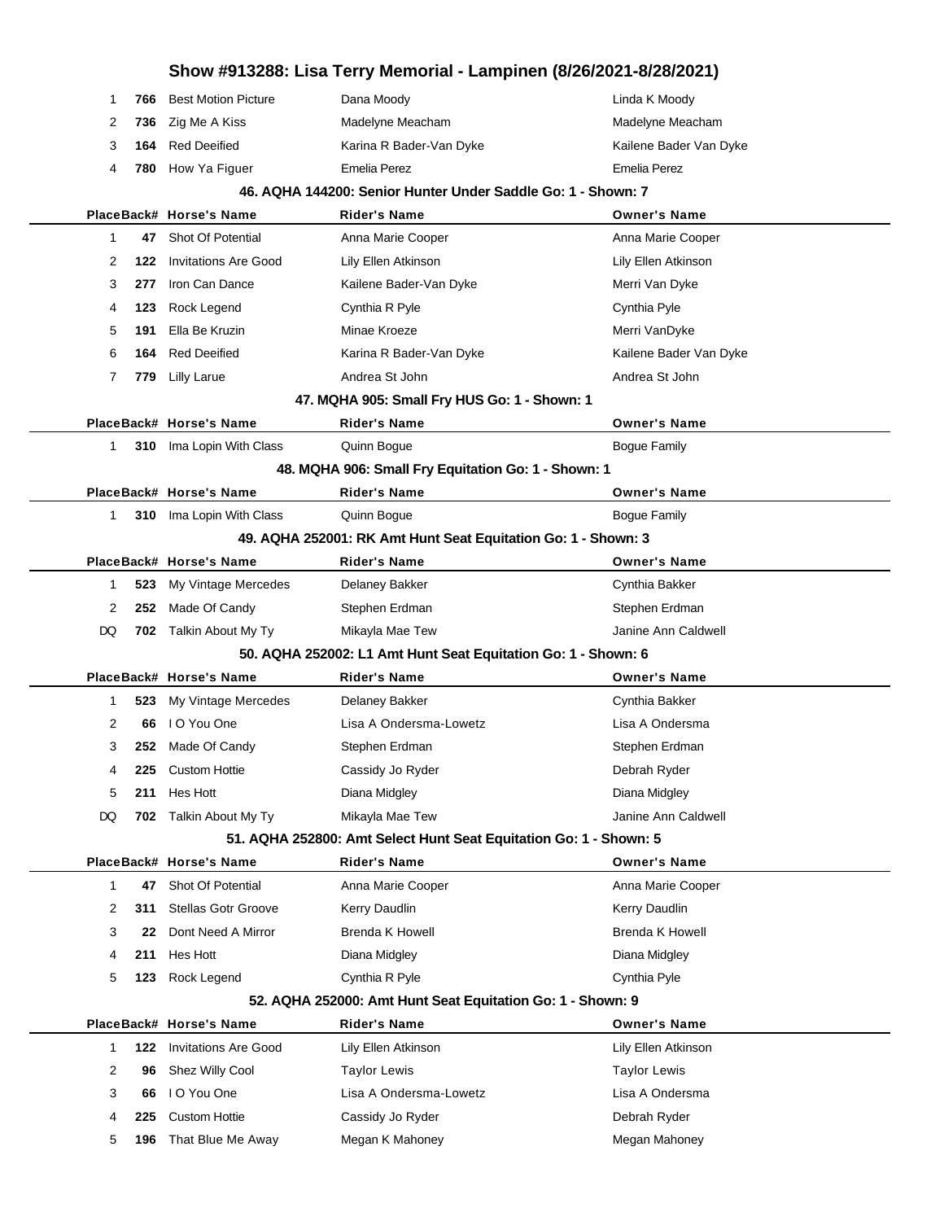# Show #913288: Lisa Terry Memorial - Lampinen (8/26/2021-8/28/2021)

| Place | Back# | Horse's Name | Rider's Name | Owner's Name |
|---|---|---|---|---|
| 1 | 766 | Best Motion Picture | Dana Moody | Linda K Moody |
| 2 | 736 | Zig Me A Kiss | Madelyne Meacham | Madelyne Meacham |
| 3 | 164 | Red Deeified | Karina R Bader-Van Dyke | Kailene Bader Van Dyke |
| 4 | 780 | How Ya Figuer | Emelia Perez | Emelia Perez |

### 46. AQHA 144200: Senior Hunter Under Saddle Go: 1 - Shown: 7

| Place | Back# | Horse's Name | Rider's Name | Owner's Name |
|---|---|---|---|---|
| 1 | 47 | Shot Of Potential | Anna Marie Cooper | Anna Marie Cooper |
| 2 | 122 | Invitations Are Good | Lily Ellen Atkinson | Lily Ellen Atkinson |
| 3 | 277 | Iron Can Dance | Kailene Bader-Van Dyke | Merri Van Dyke |
| 4 | 123 | Rock Legend | Cynthia R Pyle | Cynthia Pyle |
| 5 | 191 | Ella Be Kruzin | Minae Kroeze | Merri VanDyke |
| 6 | 164 | Red Deeified | Karina R Bader-Van Dyke | Kailene Bader Van Dyke |
| 7 | 779 | Lilly Larue | Andrea St John | Andrea St John |

### 47. MQHA 905: Small Fry HUS Go: 1 - Shown: 1

| Place | Back# | Horse's Name | Rider's Name | Owner's Name |
|---|---|---|---|---|
| 1 | 310 | Ima Lopin With Class | Quinn Bogue | Bogue Family |

### 48. MQHA 906: Small Fry Equitation Go: 1 - Shown: 1

| Place | Back# | Horse's Name | Rider's Name | Owner's Name |
|---|---|---|---|---|
| 1 | 310 | Ima Lopin With Class | Quinn Bogue | Bogue Family |

### 49. AQHA 252001: RK Amt Hunt Seat Equitation Go: 1 - Shown: 3

| Place | Back# | Horse's Name | Rider's Name | Owner's Name |
|---|---|---|---|---|
| 1 | 523 | My Vintage Mercedes | Delaney Bakker | Cynthia Bakker |
| 2 | 252 | Made Of Candy | Stephen Erdman | Stephen Erdman |
| DQ | 702 | Talkin About My Ty | Mikayla Mae Tew | Janine Ann Caldwell |

### 50. AQHA 252002: L1 Amt Hunt Seat Equitation Go: 1 - Shown: 6

| Place | Back# | Horse's Name | Rider's Name | Owner's Name |
|---|---|---|---|---|
| 1 | 523 | My Vintage Mercedes | Delaney Bakker | Cynthia Bakker |
| 2 | 66 | I O You One | Lisa A Ondersma-Lowetz | Lisa A Ondersma |
| 3 | 252 | Made Of Candy | Stephen Erdman | Stephen Erdman |
| 4 | 225 | Custom Hottie | Cassidy Jo Ryder | Debrah Ryder |
| 5 | 211 | Hes Hott | Diana Midgley | Diana Midgley |
| DQ | 702 | Talkin About My Ty | Mikayla Mae Tew | Janine Ann Caldwell |

### 51. AQHA 252800: Amt Select Hunt Seat Equitation Go: 1 - Shown: 5

| Place | Back# | Horse's Name | Rider's Name | Owner's Name |
|---|---|---|---|---|
| 1 | 47 | Shot Of Potential | Anna Marie Cooper | Anna Marie Cooper |
| 2 | 311 | Stellas Gotr Groove | Kerry Daudlin | Kerry Daudlin |
| 3 | 22 | Dont Need A Mirror | Brenda K Howell | Brenda K Howell |
| 4 | 211 | Hes Hott | Diana Midgley | Diana Midgley |
| 5 | 123 | Rock Legend | Cynthia R Pyle | Cynthia Pyle |

### 52. AQHA 252000: Amt Hunt Seat Equitation Go: 1 - Shown: 9

| Place | Back# | Horse's Name | Rider's Name | Owner's Name |
|---|---|---|---|---|
| 1 | 122 | Invitations Are Good | Lily Ellen Atkinson | Lily Ellen Atkinson |
| 2 | 96 | Shez Willy Cool | Taylor Lewis | Taylor Lewis |
| 3 | 66 | I O You One | Lisa A Ondersma-Lowetz | Lisa A Ondersma |
| 4 | 225 | Custom Hottie | Cassidy Jo Ryder | Debrah Ryder |
| 5 | 196 | That Blue Me Away | Megan K Mahoney | Megan Mahoney |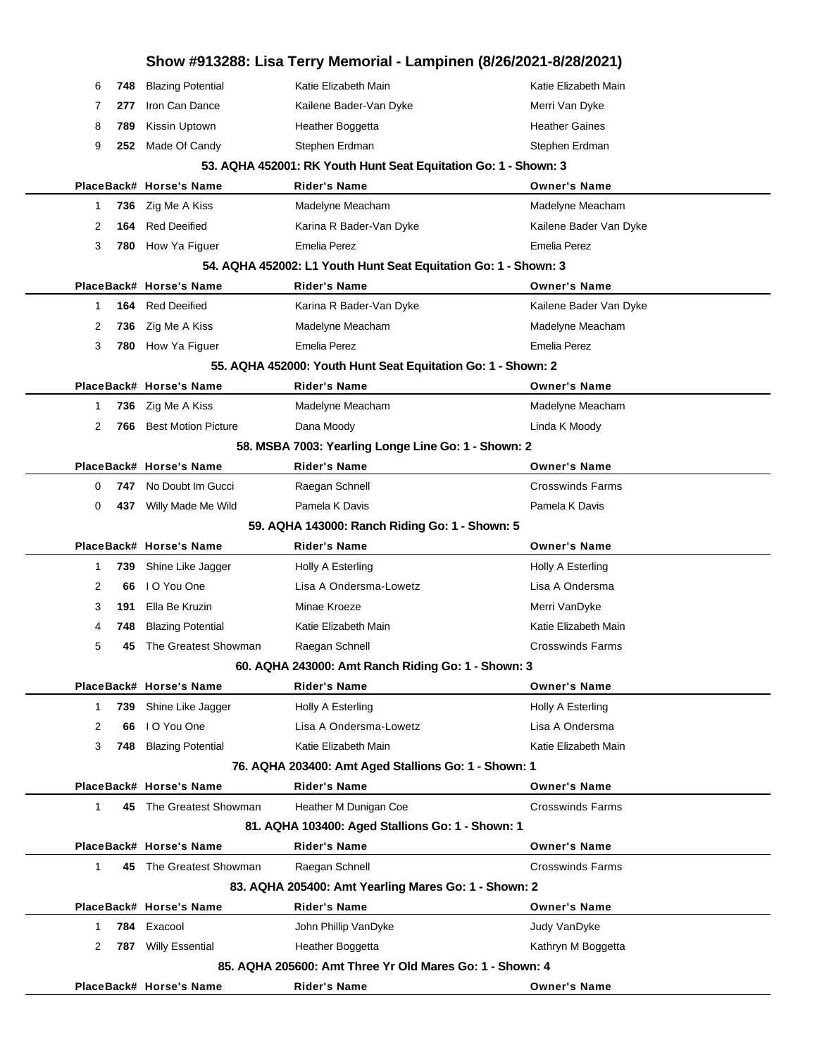# Show #913288: Lisa Terry Memorial - Lampinen (8/26/2021-8/28/2021)

| Place | Back# | Horse's Name | Rider's Name | Owner's Name |
|---|---|---|---|---|
| 6 | 748 | Blazing Potential | Katie Elizabeth Main | Katie Elizabeth Main |
| 7 | 277 | Iron Can Dance | Kailene Bader-Van Dyke | Merri Van Dyke |
| 8 | 789 | Kissin Uptown | Heather Boggetta | Heather Gaines |
| 9 | 252 | Made Of Candy | Stephen Erdman | Stephen Erdman |

### 53. AQHA 452001: RK Youth Hunt Seat Equitation Go: 1 - Shown: 3

| Place | Back# | Horse's Name | Rider's Name | Owner's Name |
|---|---|---|---|---|
| 1 | 736 | Zig Me A Kiss | Madelyne Meacham | Madelyne Meacham |
| 2 | 164 | Red Deeified | Karina R Bader-Van Dyke | Kailene Bader Van Dyke |
| 3 | 780 | How Ya Figuer | Emelia Perez | Emelia Perez |

### 54. AQHA 452002: L1 Youth Hunt Seat Equitation Go: 1 - Shown: 3

| Place | Back# | Horse's Name | Rider's Name | Owner's Name |
|---|---|---|---|---|
| 1 | 164 | Red Deeified | Karina R Bader-Van Dyke | Kailene Bader Van Dyke |
| 2 | 736 | Zig Me A Kiss | Madelyne Meacham | Madelyne Meacham |
| 3 | 780 | How Ya Figuer | Emelia Perez | Emelia Perez |

### 55. AQHA 452000: Youth Hunt Seat Equitation Go: 1 - Shown: 2

| Place | Back# | Horse's Name | Rider's Name | Owner's Name |
|---|---|---|---|---|
| 1 | 736 | Zig Me A Kiss | Madelyne Meacham | Madelyne Meacham |
| 2 | 766 | Best Motion Picture | Dana Moody | Linda K Moody |

### 58. MSBA 7003: Yearling Longe Line Go: 1 - Shown: 2

| Place | Back# | Horse's Name | Rider's Name | Owner's Name |
|---|---|---|---|---|
| 0 | 747 | No Doubt Im Gucci | Raegan Schnell | Crosswinds Farms |
| 0 | 437 | Willy Made Me Wild | Pamela K Davis | Pamela K Davis |

### 59. AQHA 143000: Ranch Riding Go: 1 - Shown: 5

| Place | Back# | Horse's Name | Rider's Name | Owner's Name |
|---|---|---|---|---|
| 1 | 739 | Shine Like Jagger | Holly A Esterling | Holly A Esterling |
| 2 | 66 | I O You One | Lisa A Ondersma-Lowetz | Lisa A Ondersma |
| 3 | 191 | Ella Be Kruzin | Minae Kroeze | Merri VanDyke |
| 4 | 748 | Blazing Potential | Katie Elizabeth Main | Katie Elizabeth Main |
| 5 | 45 | The Greatest Showman | Raegan Schnell | Crosswinds Farms |

### 60. AQHA 243000: Amt Ranch Riding Go: 1 - Shown: 3

| Place | Back# | Horse's Name | Rider's Name | Owner's Name |
|---|---|---|---|---|
| 1 | 739 | Shine Like Jagger | Holly A Esterling | Holly A Esterling |
| 2 | 66 | I O You One | Lisa A Ondersma-Lowetz | Lisa A Ondersma |
| 3 | 748 | Blazing Potential | Katie Elizabeth Main | Katie Elizabeth Main |

### 76. AQHA 203400: Amt Aged Stallions Go: 1 - Shown: 1

| Place | Back# | Horse's Name | Rider's Name | Owner's Name |
|---|---|---|---|---|
| 1 | 45 | The Greatest Showman | Heather M Dunigan Coe | Crosswinds Farms |

### 81. AQHA 103400: Aged Stallions Go: 1 - Shown: 1

| Place | Back# | Horse's Name | Rider's Name | Owner's Name |
|---|---|---|---|---|
| 1 | 45 | The Greatest Showman | Raegan Schnell | Crosswinds Farms |

### 83. AQHA 205400: Amt Yearling Mares Go: 1 - Shown: 2

| Place | Back# | Horse's Name | Rider's Name | Owner's Name |
|---|---|---|---|---|
| 1 | 784 | Exacool | John Phillip VanDyke | Judy VanDyke |
| 2 | 787 | Willy Essential | Heather Boggetta | Kathryn M Boggetta |

### 85. AQHA 205600: Amt Three Yr Old Mares Go: 1 - Shown: 4

| Place | Back# | Horse's Name | Rider's Name | Owner's Name |
|---|---|---|---|---|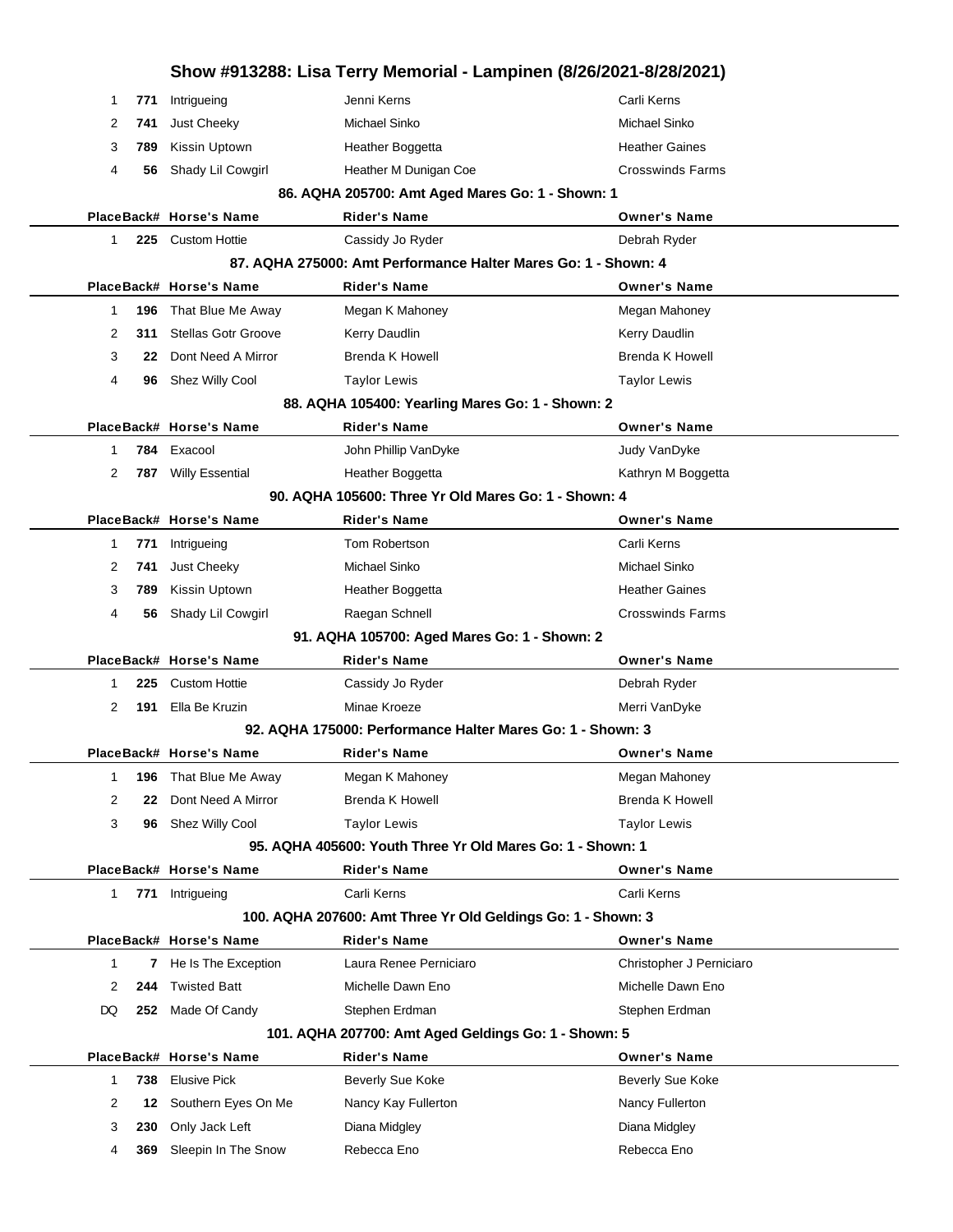# Show #913288: Lisa Terry Memorial - Lampinen (8/26/2021-8/28/2021)

| Place | Back# | Horse's Name | Rider's Name | Owner's Name |
|---|---|---|---|---|
| 1 | 771 | Intrigueing | Jenni Kerns | Carli Kerns |
| 2 | 741 | Just Cheeky | Michael Sinko | Michael Sinko |
| 3 | 789 | Kissin Uptown | Heather Boggetta | Heather Gaines |
| 4 | 56 | Shady Lil Cowgirl | Heather M Dunigan Coe | Crosswinds Farms |

### 86. AQHA 205700: Amt Aged Mares Go: 1 - Shown: 1

| Place | Back# | Horse's Name | Rider's Name | Owner's Name |
|---|---|---|---|---|
| 1 | 225 | Custom Hottie | Cassidy Jo Ryder | Debrah Ryder |

### 87. AQHA 275000: Amt Performance Halter Mares Go: 1 - Shown: 4

| Place | Back# | Horse's Name | Rider's Name | Owner's Name |
|---|---|---|---|---|
| 1 | 196 | That Blue Me Away | Megan K Mahoney | Megan Mahoney |
| 2 | 311 | Stellas Gotr Groove | Kerry Daudlin | Kerry Daudlin |
| 3 | 22 | Dont Need A Mirror | Brenda K Howell | Brenda K Howell |
| 4 | 96 | Shez Willy Cool | Taylor Lewis | Taylor Lewis |

### 88. AQHA 105400: Yearling Mares Go: 1 - Shown: 2

| Place | Back# | Horse's Name | Rider's Name | Owner's Name |
|---|---|---|---|---|
| 1 | 784 | Exacool | John Phillip VanDyke | Judy VanDyke |
| 2 | 787 | Willy Essential | Heather Boggetta | Kathryn M Boggetta |

### 90. AQHA 105600: Three Yr Old Mares Go: 1 - Shown: 4

| Place | Back# | Horse's Name | Rider's Name | Owner's Name |
|---|---|---|---|---|
| 1 | 771 | Intrigueing | Tom Robertson | Carli Kerns |
| 2 | 741 | Just Cheeky | Michael Sinko | Michael Sinko |
| 3 | 789 | Kissin Uptown | Heather Boggetta | Heather Gaines |
| 4 | 56 | Shady Lil Cowgirl | Raegan Schnell | Crosswinds Farms |

### 91. AQHA 105700: Aged Mares Go: 1 - Shown: 2

| Place | Back# | Horse's Name | Rider's Name | Owner's Name |
|---|---|---|---|---|
| 1 | 225 | Custom Hottie | Cassidy Jo Ryder | Debrah Ryder |
| 2 | 191 | Ella Be Kruzin | Minae Kroeze | Merri VanDyke |

### 92. AQHA 175000: Performance Halter Mares Go: 1 - Shown: 3

| Place | Back# | Horse's Name | Rider's Name | Owner's Name |
|---|---|---|---|---|
| 1 | 196 | That Blue Me Away | Megan K Mahoney | Megan Mahoney |
| 2 | 22 | Dont Need A Mirror | Brenda K Howell | Brenda K Howell |
| 3 | 96 | Shez Willy Cool | Taylor Lewis | Taylor Lewis |

### 95. AQHA 405600: Youth Three Yr Old Mares Go: 1 - Shown: 1

| Place | Back# | Horse's Name | Rider's Name | Owner's Name |
|---|---|---|---|---|
| 1 | 771 | Intrigueing | Carli Kerns | Carli Kerns |

### 100. AQHA 207600: Amt Three Yr Old Geldings Go: 1 - Shown: 3

| Place | Back# | Horse's Name | Rider's Name | Owner's Name |
|---|---|---|---|---|
| 1 | 7 | He Is The Exception | Laura Renee Perniciaro | Christopher J Perniciaro |
| 2 | 244 | Twisted Batt | Michelle Dawn Eno | Michelle Dawn Eno |
| DQ | 252 | Made Of Candy | Stephen Erdman | Stephen Erdman |

### 101. AQHA 207700: Amt Aged Geldings Go: 1 - Shown: 5

| Place | Back# | Horse's Name | Rider's Name | Owner's Name |
|---|---|---|---|---|
| 1 | 738 | Elusive Pick | Beverly Sue Koke | Beverly Sue Koke |
| 2 | 12 | Southern Eyes On Me | Nancy Kay Fullerton | Nancy Fullerton |
| 3 | 230 | Only Jack Left | Diana Midgley | Diana Midgley |
| 4 | 369 | Sleepin In The Snow | Rebecca Eno | Rebecca Eno |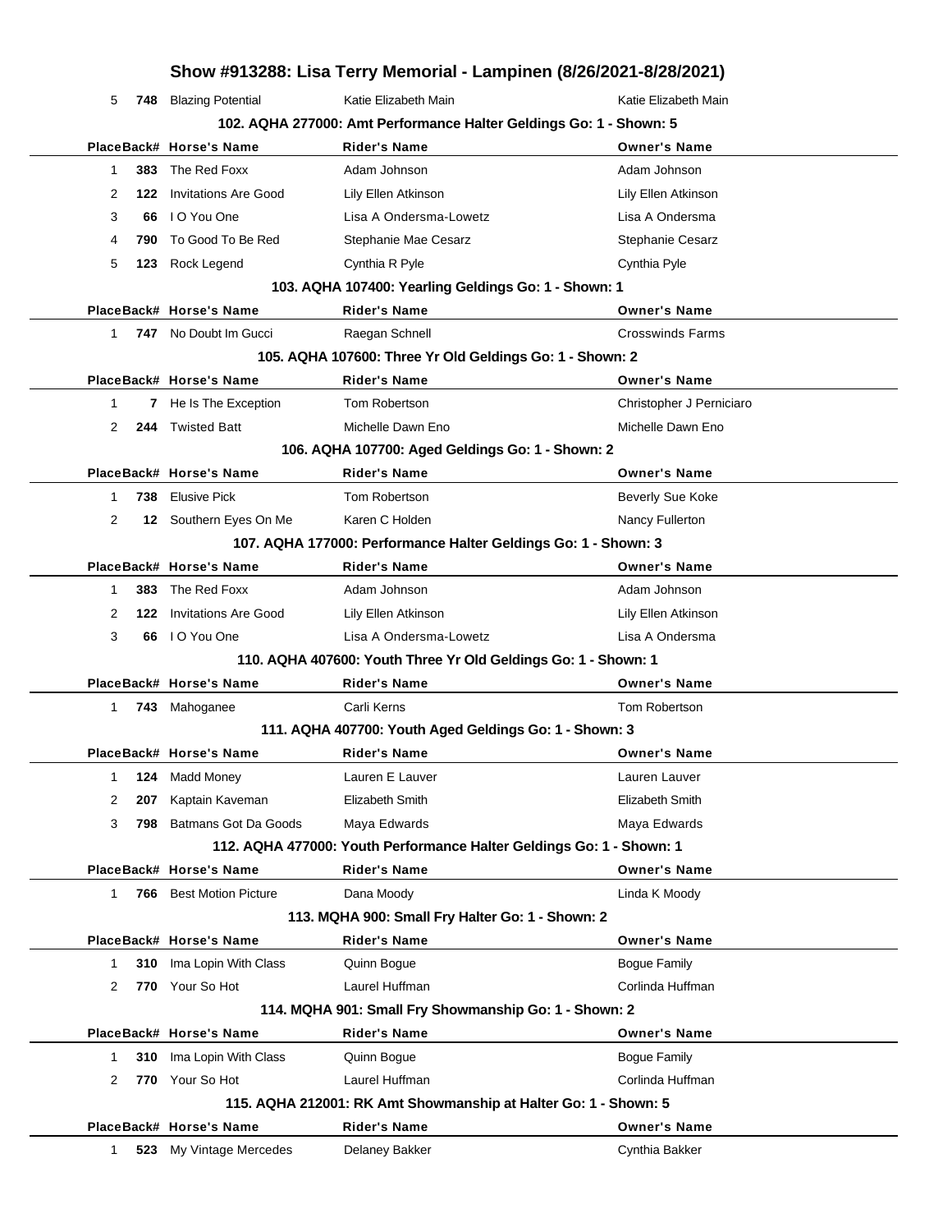# Show #913288: Lisa Terry Memorial - Lampinen (8/26/2021-8/28/2021)

| Place | Back# | Horse's Name | Rider's Name | Owner's Name |
|---|---|---|---|---|
| 5 | 748 | Blazing Potential | Katie Elizabeth Main | Katie Elizabeth Main |

### 102. AQHA 277000: Amt Performance Halter Geldings Go: 1 - Shown: 5

| Place | Back# | Horse's Name | Rider's Name | Owner's Name |
|---|---|---|---|---|
| 1 | 383 | The Red Foxx | Adam Johnson | Adam Johnson |
| 2 | 122 | Invitations Are Good | Lily Ellen Atkinson | Lily Ellen Atkinson |
| 3 | 66 | I O You One | Lisa A Ondersma-Lowetz | Lisa A Ondersma |
| 4 | 790 | To Good To Be Red | Stephanie Mae Cesarz | Stephanie Cesarz |
| 5 | 123 | Rock Legend | Cynthia R Pyle | Cynthia Pyle |

### 103. AQHA 107400: Yearling Geldings Go: 1 - Shown: 1

| Place | Back# | Horse's Name | Rider's Name | Owner's Name |
|---|---|---|---|---|
| 1 | 747 | No Doubt Im Gucci | Raegan Schnell | Crosswinds Farms |

### 105. AQHA 107600: Three Yr Old Geldings Go: 1 - Shown: 2

| Place | Back# | Horse's Name | Rider's Name | Owner's Name |
|---|---|---|---|---|
| 1 | 7 | He Is The Exception | Tom Robertson | Christopher J Perniciaro |
| 2 | 244 | Twisted Batt | Michelle Dawn Eno | Michelle Dawn Eno |

### 106. AQHA 107700: Aged Geldings Go: 1 - Shown: 2

| Place | Back# | Horse's Name | Rider's Name | Owner's Name |
|---|---|---|---|---|
| 1 | 738 | Elusive Pick | Tom Robertson | Beverly Sue Koke |
| 2 | 12 | Southern Eyes On Me | Karen C Holden | Nancy Fullerton |

### 107. AQHA 177000: Performance Halter Geldings Go: 1 - Shown: 3

| Place | Back# | Horse's Name | Rider's Name | Owner's Name |
|---|---|---|---|---|
| 1 | 383 | The Red Foxx | Adam Johnson | Adam Johnson |
| 2 | 122 | Invitations Are Good | Lily Ellen Atkinson | Lily Ellen Atkinson |
| 3 | 66 | I O You One | Lisa A Ondersma-Lowetz | Lisa A Ondersma |

### 110. AQHA 407600: Youth Three Yr Old Geldings Go: 1 - Shown: 1

| Place | Back# | Horse's Name | Rider's Name | Owner's Name |
|---|---|---|---|---|
| 1 | 743 | Mahoganee | Carli Kerns | Tom Robertson |

### 111. AQHA 407700: Youth Aged Geldings Go: 1 - Shown: 3

| Place | Back# | Horse's Name | Rider's Name | Owner's Name |
|---|---|---|---|---|
| 1 | 124 | Madd Money | Lauren E Lauver | Lauren Lauver |
| 2 | 207 | Kaptain Kaveman | Elizabeth Smith | Elizabeth Smith |
| 3 | 798 | Batmans Got Da Goods | Maya Edwards | Maya Edwards |

### 112. AQHA 477000: Youth Performance Halter Geldings Go: 1 - Shown: 1

| Place | Back# | Horse's Name | Rider's Name | Owner's Name |
|---|---|---|---|---|
| 1 | 766 | Best Motion Picture | Dana Moody | Linda K Moody |

### 113. MQHA 900: Small Fry Halter Go: 1 - Shown: 2

| Place | Back# | Horse's Name | Rider's Name | Owner's Name |
|---|---|---|---|---|
| 1 | 310 | Ima Lopin With Class | Quinn Bogue | Bogue Family |
| 2 | 770 | Your So Hot | Laurel Huffman | Corlinda Huffman |

### 114. MQHA 901: Small Fry Showmanship Go: 1 - Shown: 2

| Place | Back# | Horse's Name | Rider's Name | Owner's Name |
|---|---|---|---|---|
| 1 | 310 | Ima Lopin With Class | Quinn Bogue | Bogue Family |
| 2 | 770 | Your So Hot | Laurel Huffman | Corlinda Huffman |

### 115. AQHA 212001: RK Amt Showmanship at Halter Go: 1 - Shown: 5

| Place | Back# | Horse's Name | Rider's Name | Owner's Name |
|---|---|---|---|---|
| 1 | 523 | My Vintage Mercedes | Delaney Bakker | Cynthia Bakker |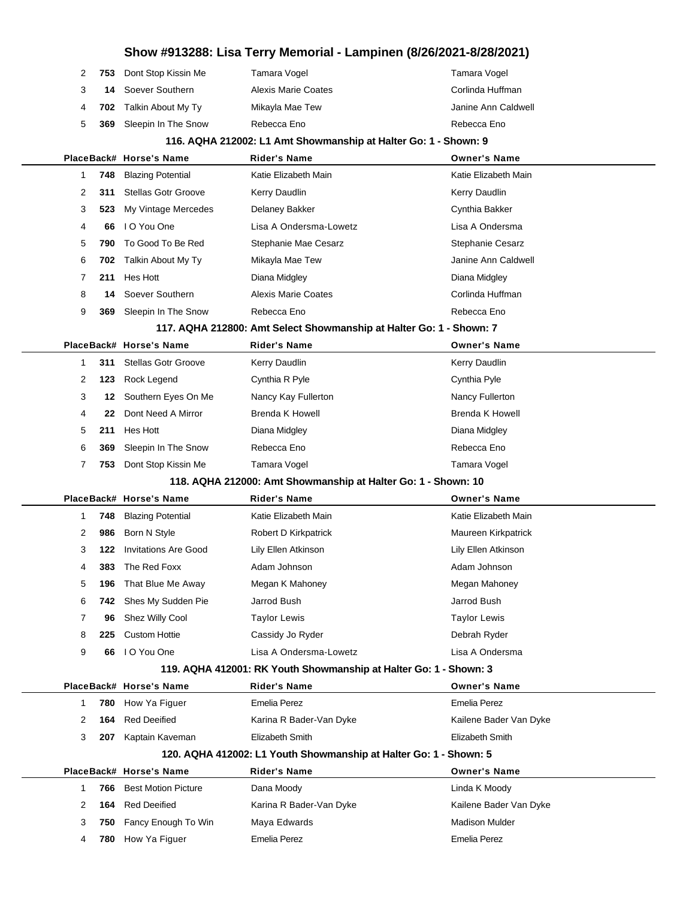# Show #913288: Lisa Terry Memorial - Lampinen (8/26/2021-8/28/2021)

| Place | Back# | Horse's Name | Rider's Name | Owner's Name |
|---|---|---|---|---|
| 2 | 753 | Dont Stop Kissin Me | Tamara Vogel | Tamara Vogel |
| 3 | 14 | Soever Southern | Alexis Marie Coates | Corlinda Huffman |
| 4 | 702 | Talkin About My Ty | Mikayla Mae Tew | Janine Ann Caldwell |
| 5 | 369 | Sleepin In The Snow | Rebecca Eno | Rebecca Eno |

### 116. AQHA 212002: L1 Amt Showmanship at Halter Go: 1 - Shown: 9

| Place | Back# | Horse's Name | Rider's Name | Owner's Name |
|---|---|---|---|---|
| 1 | 748 | Blazing Potential | Katie Elizabeth Main | Katie Elizabeth Main |
| 2 | 311 | Stellas Gotr Groove | Kerry Daudlin | Kerry Daudlin |
| 3 | 523 | My Vintage Mercedes | Delaney Bakker | Cynthia Bakker |
| 4 | 66 | I O You One | Lisa A Ondersma-Lowetz | Lisa A Ondersma |
| 5 | 790 | To Good To Be Red | Stephanie Mae Cesarz | Stephanie Cesarz |
| 6 | 702 | Talkin About My Ty | Mikayla Mae Tew | Janine Ann Caldwell |
| 7 | 211 | Hes Hott | Diana Midgley | Diana Midgley |
| 8 | 14 | Soever Southern | Alexis Marie Coates | Corlinda Huffman |
| 9 | 369 | Sleepin In The Snow | Rebecca Eno | Rebecca Eno |

### 117. AQHA 212800: Amt Select Showmanship at Halter Go: 1 - Shown: 7

| Place | Back# | Horse's Name | Rider's Name | Owner's Name |
|---|---|---|---|---|
| 1 | 311 | Stellas Gotr Groove | Kerry Daudlin | Kerry Daudlin |
| 2 | 123 | Rock Legend | Cynthia R Pyle | Cynthia Pyle |
| 3 | 12 | Southern Eyes On Me | Nancy Kay Fullerton | Nancy Fullerton |
| 4 | 22 | Dont Need A Mirror | Brenda K Howell | Brenda K Howell |
| 5 | 211 | Hes Hott | Diana Midgley | Diana Midgley |
| 6 | 369 | Sleepin In The Snow | Rebecca Eno | Rebecca Eno |
| 7 | 753 | Dont Stop Kissin Me | Tamara Vogel | Tamara Vogel |

### 118. AQHA 212000: Amt Showmanship at Halter Go: 1 - Shown: 10

| Place | Back# | Horse's Name | Rider's Name | Owner's Name |
|---|---|---|---|---|
| 1 | 748 | Blazing Potential | Katie Elizabeth Main | Katie Elizabeth Main |
| 2 | 986 | Born N Style | Robert D Kirkpatrick | Maureen Kirkpatrick |
| 3 | 122 | Invitations Are Good | Lily Ellen Atkinson | Lily Ellen Atkinson |
| 4 | 383 | The Red Foxx | Adam Johnson | Adam Johnson |
| 5 | 196 | That Blue Me Away | Megan K Mahoney | Megan Mahoney |
| 6 | 742 | Shes My Sudden Pie | Jarrod Bush | Jarrod Bush |
| 7 | 96 | Shez Willy Cool | Taylor Lewis | Taylor Lewis |
| 8 | 225 | Custom Hottie | Cassidy Jo Ryder | Debrah Ryder |
| 9 | 66 | I O You One | Lisa A Ondersma-Lowetz | Lisa A Ondersma |

### 119. AQHA 412001: RK Youth Showmanship at Halter Go: 1 - Shown: 3

| Place | Back# | Horse's Name | Rider's Name | Owner's Name |
|---|---|---|---|---|
| 1 | 780 | How Ya Figuer | Emelia Perez | Emelia Perez |
| 2 | 164 | Red Deeified | Karina R Bader-Van Dyke | Kailene Bader Van Dyke |
| 3 | 207 | Kaptain Kaveman | Elizabeth Smith | Elizabeth Smith |

### 120. AQHA 412002: L1 Youth Showmanship at Halter Go: 1 - Shown: 5

| Place | Back# | Horse's Name | Rider's Name | Owner's Name |
|---|---|---|---|---|
| 1 | 766 | Best Motion Picture | Dana Moody | Linda K Moody |
| 2 | 164 | Red Deeified | Karina R Bader-Van Dyke | Kailene Bader Van Dyke |
| 3 | 750 | Fancy Enough To Win | Maya Edwards | Madison Mulder |
| 4 | 780 | How Ya Figuer | Emelia Perez | Emelia Perez |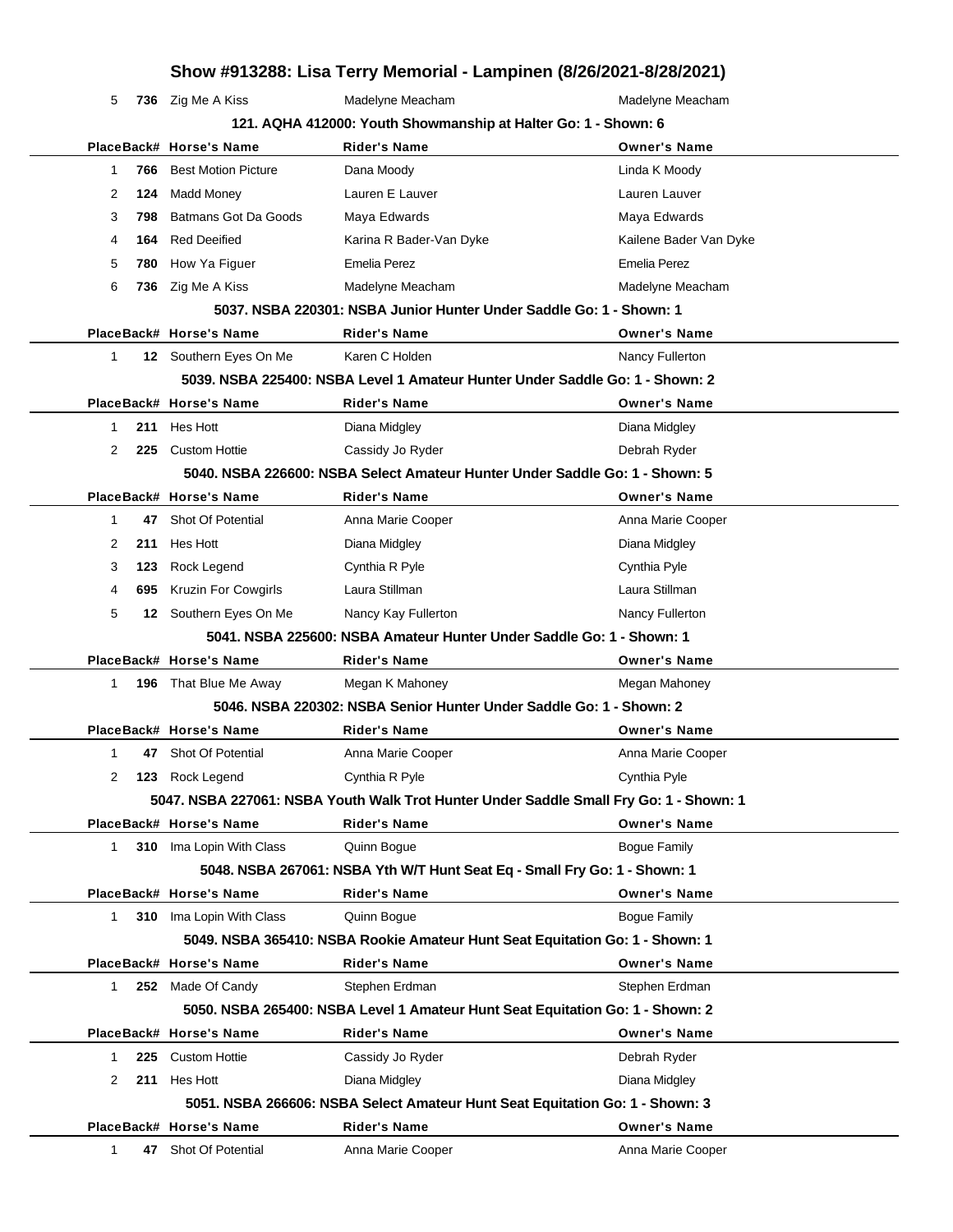# Show #913288: Lisa Terry Memorial - Lampinen (8/26/2021-8/28/2021)

| Place | Back# | Horse's Name | Rider's Name | Owner's Name |
|---|---|---|---|---|
| 5 | 736 | Zig Me A Kiss | Madelyne Meacham | Madelyne Meacham |

### 121. AQHA 412000: Youth Showmanship at Halter Go: 1 - Shown: 6

| Place | Back# | Horse's Name | Rider's Name | Owner's Name |
|---|---|---|---|---|
| 1 | 766 | Best Motion Picture | Dana Moody | Linda K Moody |
| 2 | 124 | Madd Money | Lauren E Lauver | Lauren Lauver |
| 3 | 798 | Batmans Got Da Goods | Maya Edwards | Maya Edwards |
| 4 | 164 | Red Deeified | Karina R Bader-Van Dyke | Kailene Bader Van Dyke |
| 5 | 780 | How Ya Figuer | Emelia Perez | Emelia Perez |
| 6 | 736 | Zig Me A Kiss | Madelyne Meacham | Madelyne Meacham |

### 5037. NSBA 220301: NSBA Junior Hunter Under Saddle Go: 1 - Shown: 1

| Place | Back# | Horse's Name | Rider's Name | Owner's Name |
|---|---|---|---|---|
| 1 | 12 | Southern Eyes On Me | Karen C Holden | Nancy Fullerton |

### 5039. NSBA 225400: NSBA Level 1 Amateur Hunter Under Saddle Go: 1 - Shown: 2

| Place | Back# | Horse's Name | Rider's Name | Owner's Name |
|---|---|---|---|---|
| 1 | 211 | Hes Hott | Diana Midgley | Diana Midgley |
| 2 | 225 | Custom Hottie | Cassidy Jo Ryder | Debrah Ryder |

### 5040. NSBA 226600: NSBA Select Amateur Hunter Under Saddle Go: 1 - Shown: 5

| Place | Back# | Horse's Name | Rider's Name | Owner's Name |
|---|---|---|---|---|
| 1 | 47 | Shot Of Potential | Anna Marie Cooper | Anna Marie Cooper |
| 2 | 211 | Hes Hott | Diana Midgley | Diana Midgley |
| 3 | 123 | Rock Legend | Cynthia R Pyle | Cynthia Pyle |
| 4 | 695 | Kruzin For Cowgirls | Laura Stillman | Laura Stillman |
| 5 | 12 | Southern Eyes On Me | Nancy Kay Fullerton | Nancy Fullerton |

### 5041. NSBA 225600: NSBA Amateur Hunter Under Saddle Go: 1 - Shown: 1

| Place | Back# | Horse's Name | Rider's Name | Owner's Name |
|---|---|---|---|---|
| 1 | 196 | That Blue Me Away | Megan K Mahoney | Megan Mahoney |

### 5046. NSBA 220302: NSBA Senior Hunter Under Saddle Go: 1 - Shown: 2

| Place | Back# | Horse's Name | Rider's Name | Owner's Name |
|---|---|---|---|---|
| 1 | 47 | Shot Of Potential | Anna Marie Cooper | Anna Marie Cooper |
| 2 | 123 | Rock Legend | Cynthia R Pyle | Cynthia Pyle |

### 5047. NSBA 227061: NSBA Youth Walk Trot Hunter Under Saddle Small Fry Go: 1 - Shown: 1

| Place | Back# | Horse's Name | Rider's Name | Owner's Name |
|---|---|---|---|---|
| 1 | 310 | Ima Lopin With Class | Quinn Bogue | Bogue Family |

### 5048. NSBA 267061: NSBA Yth W/T Hunt Seat Eq - Small Fry Go: 1 - Shown: 1

| Place | Back# | Horse's Name | Rider's Name | Owner's Name |
|---|---|---|---|---|
| 1 | 310 | Ima Lopin With Class | Quinn Bogue | Bogue Family |

### 5049. NSBA 365410: NSBA Rookie Amateur Hunt Seat Equitation Go: 1 - Shown: 1

| Place | Back# | Horse's Name | Rider's Name | Owner's Name |
|---|---|---|---|---|
| 1 | 252 | Made Of Candy | Stephen Erdman | Stephen Erdman |

### 5050. NSBA 265400: NSBA Level 1 Amateur Hunt Seat Equitation Go: 1 - Shown: 2

| Place | Back# | Horse's Name | Rider's Name | Owner's Name |
|---|---|---|---|---|
| 1 | 225 | Custom Hottie | Cassidy Jo Ryder | Debrah Ryder |
| 2 | 211 | Hes Hott | Diana Midgley | Diana Midgley |

### 5051. NSBA 266606: NSBA Select Amateur Hunt Seat Equitation Go: 1 - Shown: 3

| Place | Back# | Horse's Name | Rider's Name | Owner's Name |
|---|---|---|---|---|
| 1 | 47 | Shot Of Potential | Anna Marie Cooper | Anna Marie Cooper |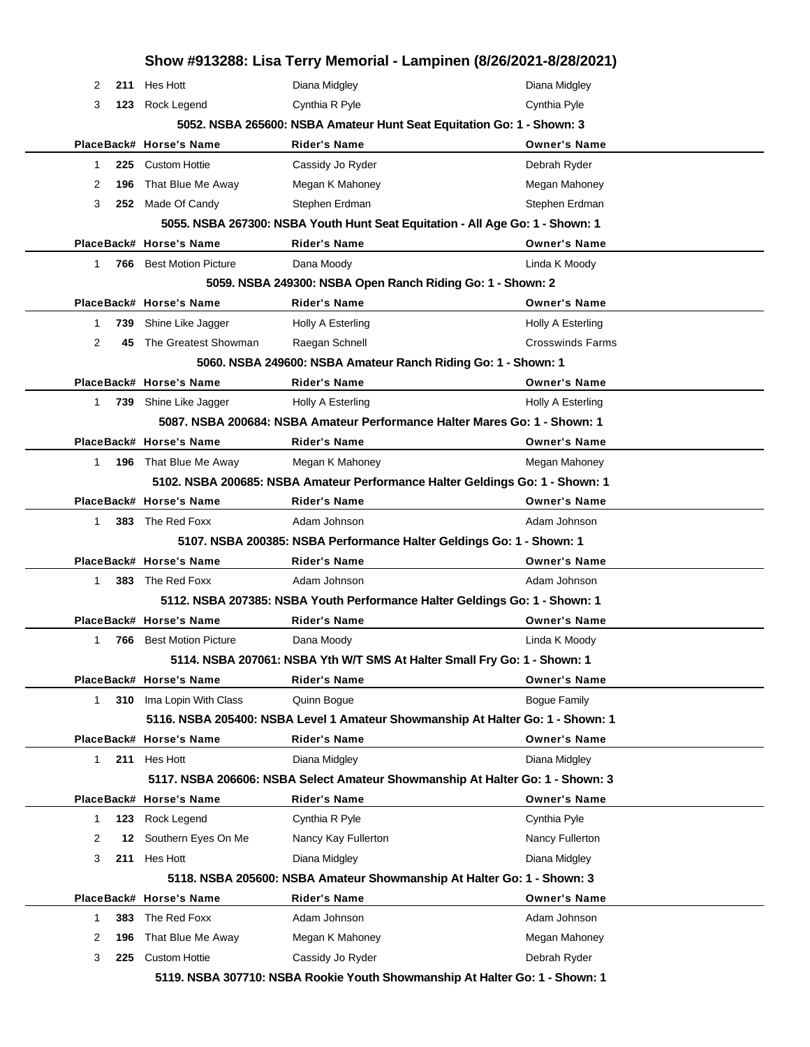# Show #913288: Lisa Terry Memorial - Lampinen (8/26/2021-8/28/2021)

| Place | Back# | Horse's Name | Rider's Name | Owner's Name |
|---|---|---|---|---|
| 2 | 211 | Hes Hott | Diana Midgley | Diana Midgley |
| 3 | 123 | Rock Legend | Cynthia R Pyle | Cynthia Pyle |

### 5052. NSBA 265600: NSBA Amateur Hunt Seat Equitation Go: 1 - Shown: 3

| Place | Back# | Horse's Name | Rider's Name | Owner's Name |
|---|---|---|---|---|
| 1 | 225 | Custom Hottie | Cassidy Jo Ryder | Debrah Ryder |
| 2 | 196 | That Blue Me Away | Megan K Mahoney | Megan Mahoney |
| 3 | 252 | Made Of Candy | Stephen Erdman | Stephen Erdman |

### 5055. NSBA 267300: NSBA Youth Hunt Seat Equitation - All Age Go: 1 - Shown: 1

| Place | Back# | Horse's Name | Rider's Name | Owner's Name |
|---|---|---|---|---|
| 1 | 766 | Best Motion Picture | Dana Moody | Linda K Moody |

### 5059. NSBA 249300: NSBA Open Ranch Riding Go: 1 - Shown: 2

| Place | Back# | Horse's Name | Rider's Name | Owner's Name |
|---|---|---|---|---|
| 1 | 739 | Shine Like Jagger | Holly A Esterling | Holly A Esterling |
| 2 | 45 | The Greatest Showman | Raegan Schnell | Crosswinds Farms |

### 5060. NSBA 249600: NSBA Amateur Ranch Riding Go: 1 - Shown: 1

| Place | Back# | Horse's Name | Rider's Name | Owner's Name |
|---|---|---|---|---|
| 1 | 739 | Shine Like Jagger | Holly A Esterling | Holly A Esterling |

### 5087. NSBA 200684: NSBA Amateur Performance Halter Mares Go: 1 - Shown: 1

| Place | Back# | Horse's Name | Rider's Name | Owner's Name |
|---|---|---|---|---|
| 1 | 196 | That Blue Me Away | Megan K Mahoney | Megan Mahoney |

### 5102. NSBA 200685: NSBA Amateur Performance Halter Geldings Go: 1 - Shown: 1

| Place | Back# | Horse's Name | Rider's Name | Owner's Name |
|---|---|---|---|---|
| 1 | 383 | The Red Foxx | Adam Johnson | Adam Johnson |

### 5107. NSBA 200385: NSBA Performance Halter Geldings Go: 1 - Shown: 1

| Place | Back# | Horse's Name | Rider's Name | Owner's Name |
|---|---|---|---|---|
| 1 | 383 | The Red Foxx | Adam Johnson | Adam Johnson |

### 5112. NSBA 207385: NSBA Youth Performance Halter Geldings Go: 1 - Shown: 1

| Place | Back# | Horse's Name | Rider's Name | Owner's Name |
|---|---|---|---|---|
| 1 | 766 | Best Motion Picture | Dana Moody | Linda K Moody |

### 5114. NSBA 207061: NSBA Yth W/T SMS At Halter Small Fry Go: 1 - Shown: 1

| Place | Back# | Horse's Name | Rider's Name | Owner's Name |
|---|---|---|---|---|
| 1 | 310 | Ima Lopin With Class | Quinn Bogue | Bogue Family |

### 5116. NSBA 205400: NSBA Level 1 Amateur Showmanship At Halter Go: 1 - Shown: 1

| Place | Back# | Horse's Name | Rider's Name | Owner's Name |
|---|---|---|---|---|
| 1 | 211 | Hes Hott | Diana Midgley | Diana Midgley |

### 5117. NSBA 206606: NSBA Select Amateur Showmanship At Halter Go: 1 - Shown: 3

| Place | Back# | Horse's Name | Rider's Name | Owner's Name |
|---|---|---|---|---|
| 1 | 123 | Rock Legend | Cynthia R Pyle | Cynthia Pyle |
| 2 | 12 | Southern Eyes On Me | Nancy Kay Fullerton | Nancy Fullerton |
| 3 | 211 | Hes Hott | Diana Midgley | Diana Midgley |

### 5118. NSBA 205600: NSBA Amateur Showmanship At Halter Go: 1 - Shown: 3

| Place | Back# | Horse's Name | Rider's Name | Owner's Name |
|---|---|---|---|---|
| 1 | 383 | The Red Foxx | Adam Johnson | Adam Johnson |
| 2 | 196 | That Blue Me Away | Megan K Mahoney | Megan Mahoney |
| 3 | 225 | Custom Hottie | Cassidy Jo Ryder | Debrah Ryder |

### 5119. NSBA 307710: NSBA Rookie Youth Showmanship At Halter Go: 1 - Shown: 1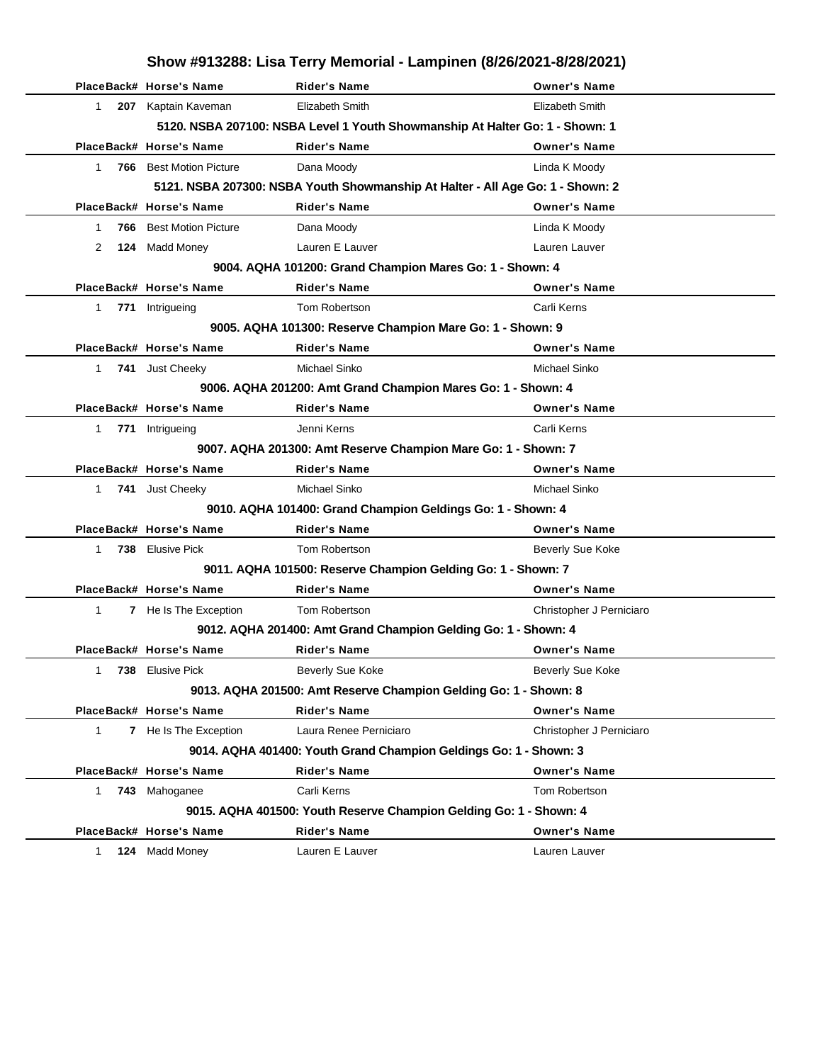# Show #913288: Lisa Terry Memorial - Lampinen (8/26/2021-8/28/2021)

| Place | Back# | Horse's Name | Rider's Name | Owner's Name |
|---|---|---|---|---|
| 1 | 207 | Kaptain Kaveman | Elizabeth Smith | Elizabeth Smith |

**5120. NSBA 207100: NSBA Level 1 Youth Showmanship At Halter Go: 1 - Shown: 1**

| Place | Back# | Horse's Name | Rider's Name | Owner's Name |
|---|---|---|---|---|
| 1 | 766 | Best Motion Picture | Dana Moody | Linda K Moody |

**5121. NSBA 207300: NSBA Youth Showmanship At Halter - All Age Go: 1 - Shown: 2**

| Place | Back# | Horse's Name | Rider's Name | Owner's Name |
|---|---|---|---|---|
| 1 | 766 | Best Motion Picture | Dana Moody | Linda K Moody |
| 2 | 124 | Madd Money | Lauren E Lauver | Lauren Lauver |

**9004. AQHA 101200: Grand Champion Mares Go: 1 - Shown: 4**

| Place | Back# | Horse's Name | Rider's Name | Owner's Name |
|---|---|---|---|---|
| 1 | 771 | Intrigueing | Tom Robertson | Carli Kerns |

**9005. AQHA 101300: Reserve Champion Mare Go: 1 - Shown: 9**

| Place | Back# | Horse's Name | Rider's Name | Owner's Name |
|---|---|---|---|---|
| 1 | 741 | Just Cheeky | Michael Sinko | Michael Sinko |

**9006. AQHA 201200: Amt Grand Champion Mares Go: 1 - Shown: 4**

| Place | Back# | Horse's Name | Rider's Name | Owner's Name |
|---|---|---|---|---|
| 1 | 771 | Intrigueing | Jenni Kerns | Carli Kerns |

**9007. AQHA 201300: Amt Reserve Champion Mare Go: 1 - Shown: 7**

| Place | Back# | Horse's Name | Rider's Name | Owner's Name |
|---|---|---|---|---|
| 1 | 741 | Just Cheeky | Michael Sinko | Michael Sinko |

**9010. AQHA 101400: Grand Champion Geldings Go: 1 - Shown: 4**

| Place | Back# | Horse's Name | Rider's Name | Owner's Name |
|---|---|---|---|---|
| 1 | 738 | Elusive Pick | Tom Robertson | Beverly Sue Koke |

**9011. AQHA 101500: Reserve Champion Gelding Go: 1 - Shown: 7**

| Place | Back# | Horse's Name | Rider's Name | Owner's Name |
|---|---|---|---|---|
| 1 | 7 | He Is The Exception | Tom Robertson | Christopher J Perniciaro |

**9012. AQHA 201400: Amt Grand Champion Gelding Go: 1 - Shown: 4**

| Place | Back# | Horse's Name | Rider's Name | Owner's Name |
|---|---|---|---|---|
| 1 | 738 | Elusive Pick | Beverly Sue Koke | Beverly Sue Koke |

**9013. AQHA 201500: Amt Reserve Champion Gelding Go: 1 - Shown: 8**

| Place | Back# | Horse's Name | Rider's Name | Owner's Name |
|---|---|---|---|---|
| 1 | 7 | He Is The Exception | Laura Renee Perniciaro | Christopher J Perniciaro |

**9014. AQHA 401400: Youth Grand Champion Geldings Go: 1 - Shown: 3**

| Place | Back# | Horse's Name | Rider's Name | Owner's Name |
|---|---|---|---|---|
| 1 | 743 | Mahoganee | Carli Kerns | Tom Robertson |

**9015. AQHA 401500: Youth Reserve Champion Gelding Go: 1 - Shown: 4**

| Place | Back# | Horse's Name | Rider's Name | Owner's Name |
|---|---|---|---|---|
| 1 | 124 | Madd Money | Lauren E Lauver | Lauren Lauver |